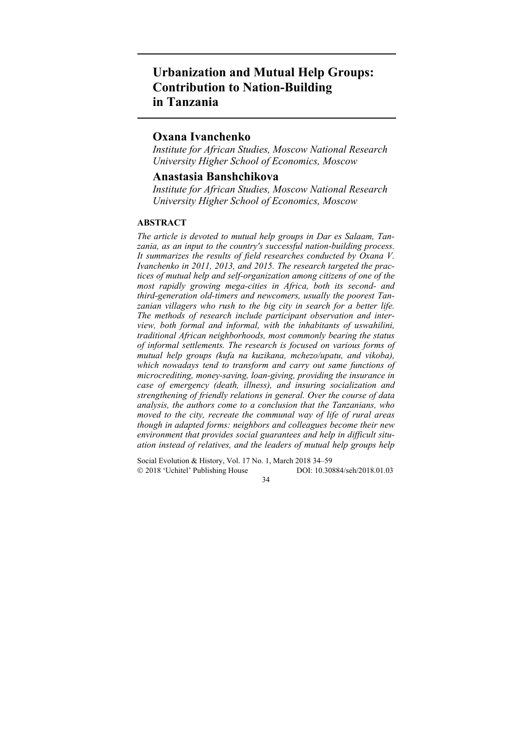# Urbanization and Mutual Help Groups: Contribution to Nation-Building in Tanzania

## Oxana Ivanchenko

*Institute for African Studies, Moscow National Research University Higher School of Economics, Moscow*

## Anastasia Banshchikova

*Institute for African Studies, Moscow National Research University Higher School of Economics, Moscow*

### ABSTRACT

*The article is devoted to mutual help groups in Dar es Salaam, Tanzania, as an input to the country's successful nation-building process. It summarizes the results of field researches conducted by Oxana V. Ivanchenko in 2011, 2013, and 2015. The research targeted the practices of mutual help and self-organization among citizens of one of the most rapidly growing mega-cities in Africa, both its second- and third-generation old-timers and newcomers, usually the poorest Tanzanian villagers who rush to the big city in search for a better life. The methods of research include participant observation and interview, both formal and informal, with the inhabitants of uswahilini, traditional African neighborhoods, most commonly bearing the status of informal settlements. The research is focused on various forms of mutual help groups (kufa na kuzikana, mchezo/upatu, and vikoba), which nowadays tend to transform and carry out same functions of microcrediting, money-saving, loan-giving, providing the insurance in case of emergency (death, illness), and insuring socialization and strengthening of friendly relations in general. Over the course of data analysis, the authors come to a conclusion that the Tanzanians, who moved to the city, recreate the communal way of life of rural areas though in adapted forms: neighbors and colleagues become their new environment that provides social guarantees and help in difficult situation instead of relatives, and the leaders of mutual help groups help*

Social Evolution & History, Vol. 17 No. 1, March 2018 34–59
© 2018 'Uchitel' Publishing House DOI: 10.30884/seh/2018.01.03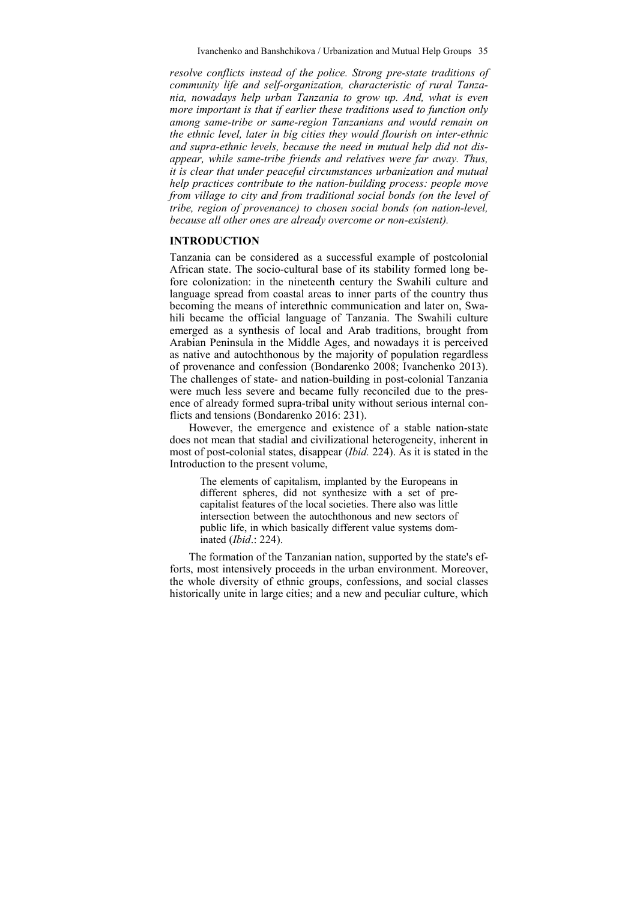*resolve conflicts instead of the police. Strong pre-state traditions of community life and self-organization, characteristic of rural Tanzania, nowadays help urban Tanzania to grow up. And, what is even more important is that if earlier these traditions used to function only among same-tribe or same-region Tanzanians and would remain on the ethnic level, later in big cities they would flourish on inter-ethnic and supra-ethnic levels, because the need in mutual help did not disappear, while same-tribe friends and relatives were far away. Thus, it is clear that under peaceful circumstances urbanization and mutual help practices contribute to the nation-building process: people move from village to city and from traditional social bonds (on the level of tribe, region of provenance) to chosen social bonds (on nation-level, because all other ones are already overcome or non-existent).*

## INTRODUCTION

Tanzania can be considered as a successful example of postcolonial African state. The socio-cultural base of its stability formed long before colonization: in the nineteenth century the Swahili culture and language spread from coastal areas to inner parts of the country thus becoming the means of interethnic communication and later on, Swahili became the official language of Tanzania. The Swahili culture emerged as a synthesis of local and Arab traditions, brought from Arabian Peninsula in the Middle Ages, and nowadays it is perceived as native and autochthonous by the majority of population regardless of provenance and confession (Bondarenko 2008; Ivanchenko 2013). The challenges of state- and nation-building in post-colonial Tanzania were much less severe and became fully reconciled due to the presence of already formed supra-tribal unity without serious internal conflicts and tensions (Bondarenko 2016: 231).

However, the emergence and existence of a stable nation-state does not mean that stadial and civilizational heterogeneity, inherent in most of post-colonial states, disappear (*Ibid.* 224). As it is stated in the Introduction to the present volume,

> The elements of capitalism, implanted by the Europeans in different spheres, did not synthesize with a set of pre-capitalist features of the local societies. There also was little intersection between the autochthonous and new sectors of public life, in which basically different value systems dominated (*Ibid*.: 224).

The formation of the Tanzanian nation, supported by the state's efforts, most intensively proceeds in the urban environment. Moreover, the whole diversity of ethnic groups, confessions, and social classes historically unite in large cities; and a new and peculiar culture, which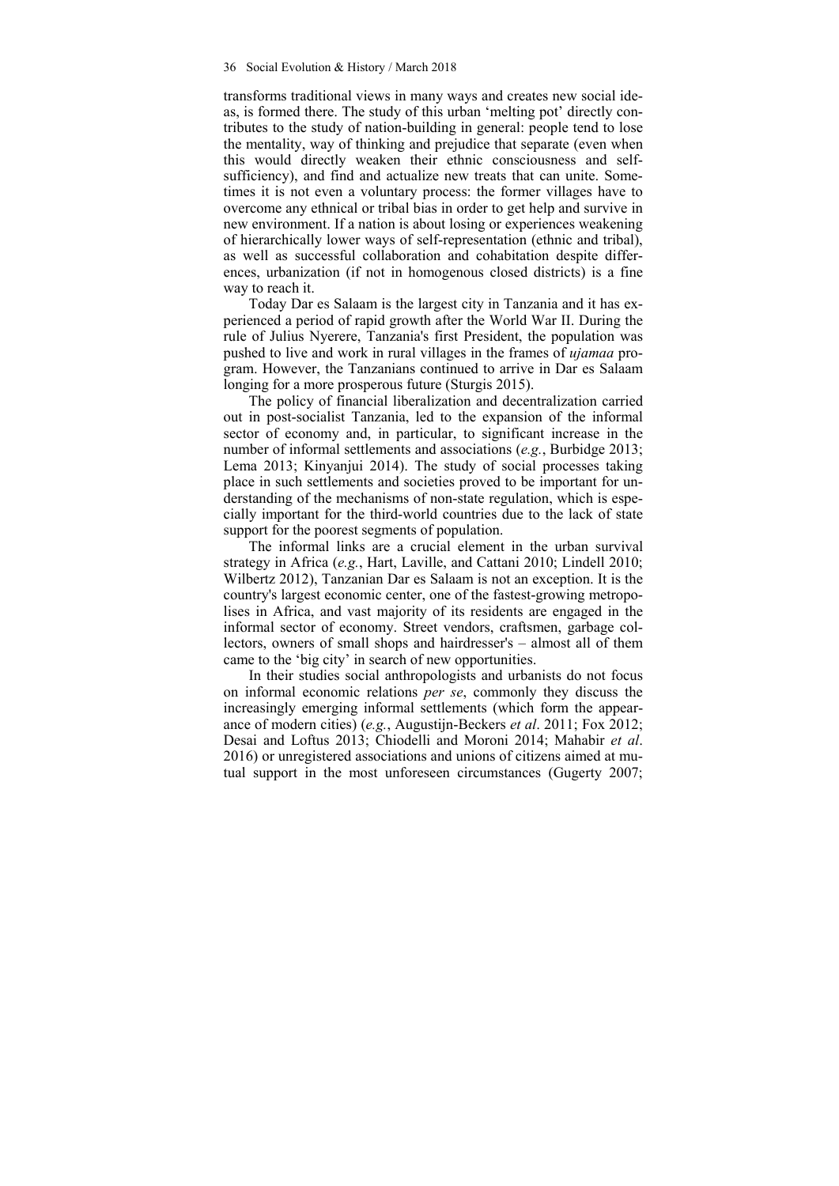transforms traditional views in many ways and creates new social ideas, is formed there. The study of this urban 'melting pot' directly contributes to the study of nation-building in general: people tend to lose the mentality, way of thinking and prejudice that separate (even when this would directly weaken their ethnic consciousness and self-sufficiency), and find and actualize new treats that can unite. Sometimes it is not even a voluntary process: the former villages have to overcome any ethnical or tribal bias in order to get help and survive in new environment. If a nation is about losing or experiences weakening of hierarchically lower ways of self-representation (ethnic and tribal), as well as successful collaboration and cohabitation despite differences, urbanization (if not in homogenous closed districts) is a fine way to reach it.

Today Dar es Salaam is the largest city in Tanzania and it has experienced a period of rapid growth after the World War II. During the rule of Julius Nyerere, Tanzania's first President, the population was pushed to live and work in rural villages in the frames of *ujamaa* program. However, the Tanzanians continued to arrive in Dar es Salaam longing for a more prosperous future (Sturgis 2015).

The policy of financial liberalization and decentralization carried out in post-socialist Tanzania, led to the expansion of the informal sector of economy and, in particular, to significant increase in the number of informal settlements and associations (*e.g.*, Burbidge 2013; Lema 2013; Kinyanjui 2014). The study of social processes taking place in such settlements and societies proved to be important for understanding of the mechanisms of non-state regulation, which is especially important for the third-world countries due to the lack of state support for the poorest segments of population.

The informal links are a crucial element in the urban survival strategy in Africa (*e.g.*, Hart, Laville, and Cattani 2010; Lindell 2010; Wilbertz 2012), Tanzanian Dar es Salaam is not an exception. It is the country's largest economic center, one of the fastest-growing metropolises in Africa, and vast majority of its residents are engaged in the informal sector of economy. Street vendors, craftsmen, garbage collectors, owners of small shops and hairdresser's – almost all of them came to the 'big city' in search of new opportunities.

In their studies social anthropologists and urbanists do not focus on informal economic relations *per se*, commonly they discuss the increasingly emerging informal settlements (which form the appearance of modern cities) (*e.g.*, Augustijn-Beckers *et al*. 2011; Fox 2012; Desai and Loftus 2013; Chiodelli and Moroni 2014; Mahabir *et al*. 2016) or unregistered associations and unions of citizens aimed at mutual support in the most unforeseen circumstances (Gugerty 2007;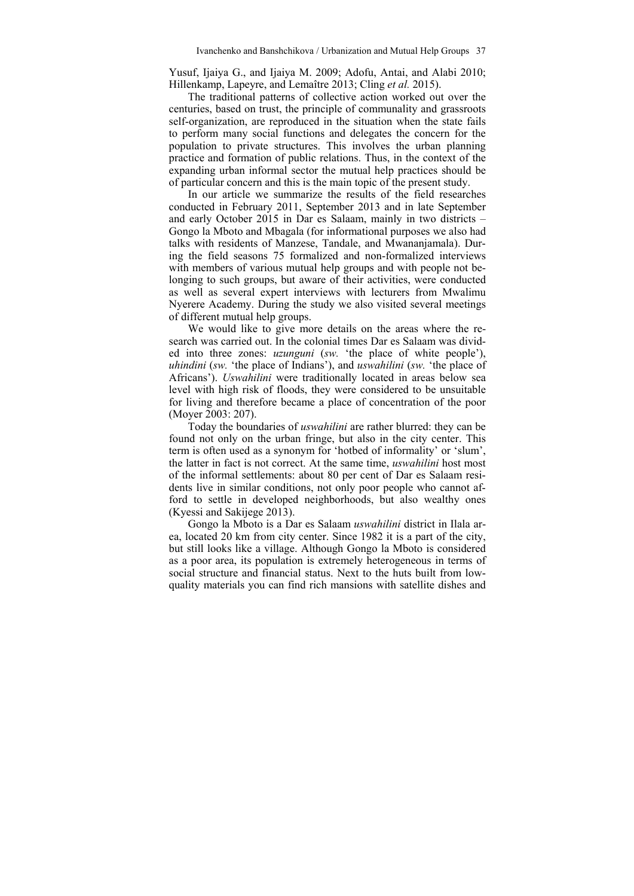Yusuf, Ijaiya G., and Ijaiya M. 2009; Adofu, Antai, and Alabi 2010; Hillenkamp, Lapeyre, and Lemaître 2013; Cling *et al.* 2015).

The traditional patterns of collective action worked out over the centuries, based on trust, the principle of communality and grassroots self-organization, are reproduced in the situation when the state fails to perform many social functions and delegates the concern for the population to private structures. This involves the urban planning practice and formation of public relations. Thus, in the context of the expanding urban informal sector the mutual help practices should be of particular concern and this is the main topic of the present study.

In our article we summarize the results of the field researches conducted in February 2011, September 2013 and in late September and early October 2015 in Dar es Salaam, mainly in two districts – Gongo la Mboto and Mbagala (for informational purposes we also had talks with residents of Manzese, Tandale, and Mwananjamala). During the field seasons 75 formalized and non-formalized interviews with members of various mutual help groups and with people not belonging to such groups, but aware of their activities, were conducted as well as several expert interviews with lecturers from Mwalimu Nyerere Academy. During the study we also visited several meetings of different mutual help groups.

We would like to give more details on the areas where the research was carried out. In the colonial times Dar es Salaam was divided into three zones: *uzunguni* (*sw.* 'the place of white people'), *uhindini* (*sw.* 'the place of Indians'), and *uswahilini* (*sw.* 'the place of Africans'). *Uswahilini* were traditionally located in areas below sea level with high risk of floods, they were considered to be unsuitable for living and therefore became a place of concentration of the poor (Moyer 2003: 207).

Today the boundaries of *uswahilini* are rather blurred: they can be found not only on the urban fringe, but also in the city center. This term is often used as a synonym for 'hotbed of informality' or 'slum', the latter in fact is not correct. At the same time, *uswahilini* host most of the informal settlements: about 80 per cent of Dar es Salaam residents live in similar conditions, not only poor people who cannot afford to settle in developed neighborhoods, but also wealthy ones (Kyessi and Sakijege 2013).

Gongo la Mboto is a Dar es Salaam *uswahilini* district in Ilala area, located 20 km from city center. Since 1982 it is a part of the city, but still looks like a village. Although Gongo la Mboto is considered as a poor area, its population is extremely heterogeneous in terms of social structure and financial status. Next to the huts built from low-quality materials you can find rich mansions with satellite dishes and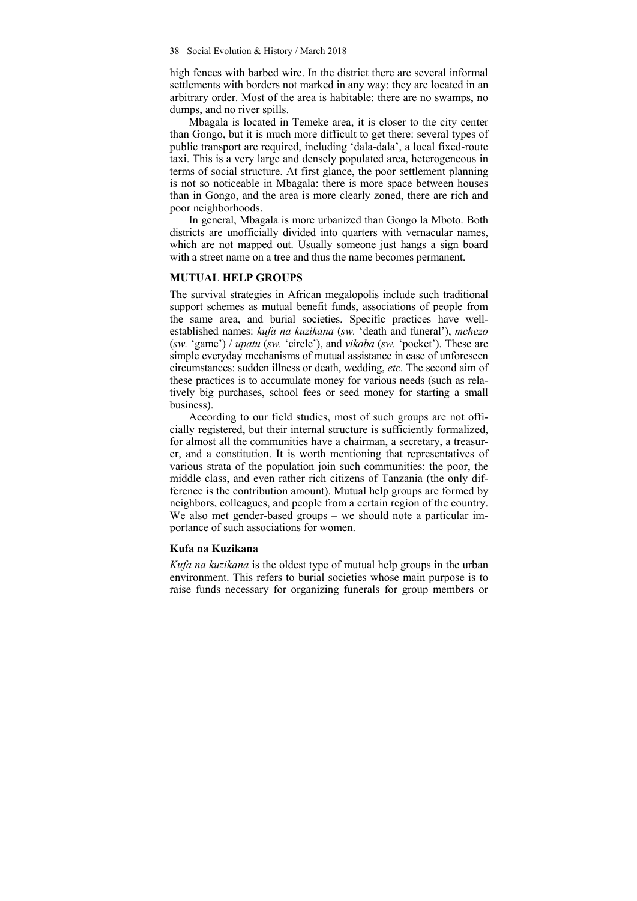high fences with barbed wire. In the district there are several informal settlements with borders not marked in any way: they are located in an arbitrary order. Most of the area is habitable: there are no swamps, no dumps, and no river spills.

Mbagala is located in Temeke area, it is closer to the city center than Gongo, but it is much more difficult to get there: several types of public transport are required, including 'dala-dala', a local fixed-route taxi. This is a very large and densely populated area, heterogeneous in terms of social structure. At first glance, the poor settlement planning is not so noticeable in Mbagala: there is more space between houses than in Gongo, and the area is more clearly zoned, there are rich and poor neighborhoods.

In general, Mbagala is more urbanized than Gongo la Mboto. Both districts are unofficially divided into quarters with vernacular names, which are not mapped out. Usually someone just hangs a sign board with a street name on a tree and thus the name becomes permanent.

## MUTUAL HELP GROUPS

The survival strategies in African megalopolis include such traditional support schemes as mutual benefit funds, associations of people from the same area, and burial societies. Specific practices have well-established names: *kufa na kuzikana* (*sw.* 'death and funeral'), *mchezo* (*sw.* 'game') / *upatu* (*sw.* 'circle'), and *vikoba* (*sw.* 'pocket'). These are simple everyday mechanisms of mutual assistance in case of unforeseen circumstances: sudden illness or death, wedding, *etc*. The second aim of these practices is to accumulate money for various needs (such as relatively big purchases, school fees or seed money for starting a small business).

According to our field studies, most of such groups are not officially registered, but their internal structure is sufficiently formalized, for almost all the communities have a chairman, a secretary, a treasurer, and a constitution. It is worth mentioning that representatives of various strata of the population join such communities: the poor, the middle class, and even rather rich citizens of Tanzania (the only difference is the contribution amount). Mutual help groups are formed by neighbors, colleagues, and people from a certain region of the country. We also met gender-based groups – we should note a particular importance of such associations for women.

### Kufa na Kuzikana

*Kufa na kuzikana* is the oldest type of mutual help groups in the urban environment. This refers to burial societies whose main purpose is to raise funds necessary for organizing funerals for group members or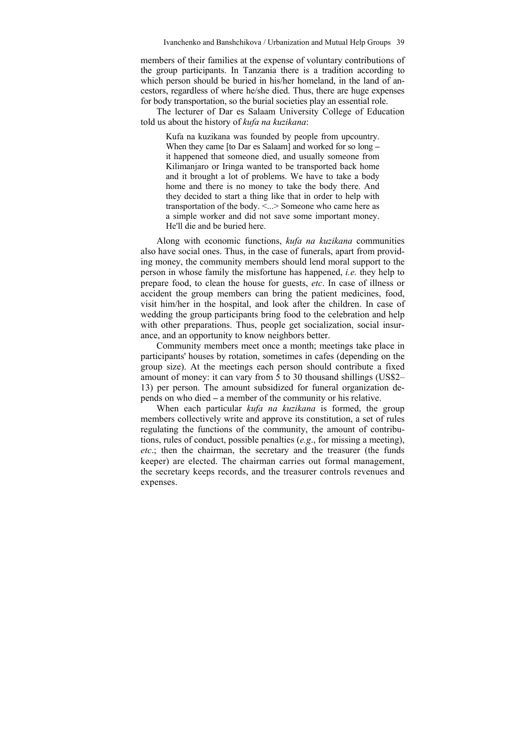members of their families at the expense of voluntary contributions of the group participants. In Tanzania there is a tradition according to which person should be buried in his/her homeland, in the land of ancestors, regardless of where he/she died. Thus, there are huge expenses for body transportation, so the burial societies play an essential role.

The lecturer of Dar es Salaam University College of Education told us about the history of *kufa na kuzikana*:

> Kufa na kuzikana was founded by people from upcountry. When they came [to Dar es Salaam] and worked for so long – it happened that someone died, and usually someone from Kilimanjaro or Iringa wanted to be transported back home and it brought a lot of problems. We have to take a body home and there is no money to take the body there. And they decided to start a thing like that in order to help with transportation of the body. <...> Someone who came here as a simple worker and did not save some important money. He'll die and be buried here.

Along with economic functions, *kufa na kuzikana* communities also have social ones. Thus, in the case of funerals, apart from providing money, the community members should lend moral support to the person in whose family the misfortune has happened, *i.e.* they help to prepare food, to clean the house for guests, *etc*. In case of illness or accident the group members can bring the patient medicines, food, visit him/her in the hospital, and look after the children. In case of wedding the group participants bring food to the celebration and help with other preparations. Thus, people get socialization, social insurance, and an opportunity to know neighbors better.

Community members meet once a month; meetings take place in participants' houses by rotation, sometimes in cafes (depending on the group size). At the meetings each person should contribute a fixed amount of money: it can vary from 5 to 30 thousand shillings (US$2–13) per person. The amount subsidized for funeral organization depends on who died – a member of the community or his relative.

When each particular *kufa na kuzikana* is formed, the group members collectively write and approve its constitution, a set of rules regulating the functions of the community, the amount of contributions, rules of conduct, possible penalties (*e.g*., for missing a meeting), *etc*.; then the chairman, the secretary and the treasurer (the funds keeper) are elected. The chairman carries out formal management, the secretary keeps records, and the treasurer controls revenues and expenses.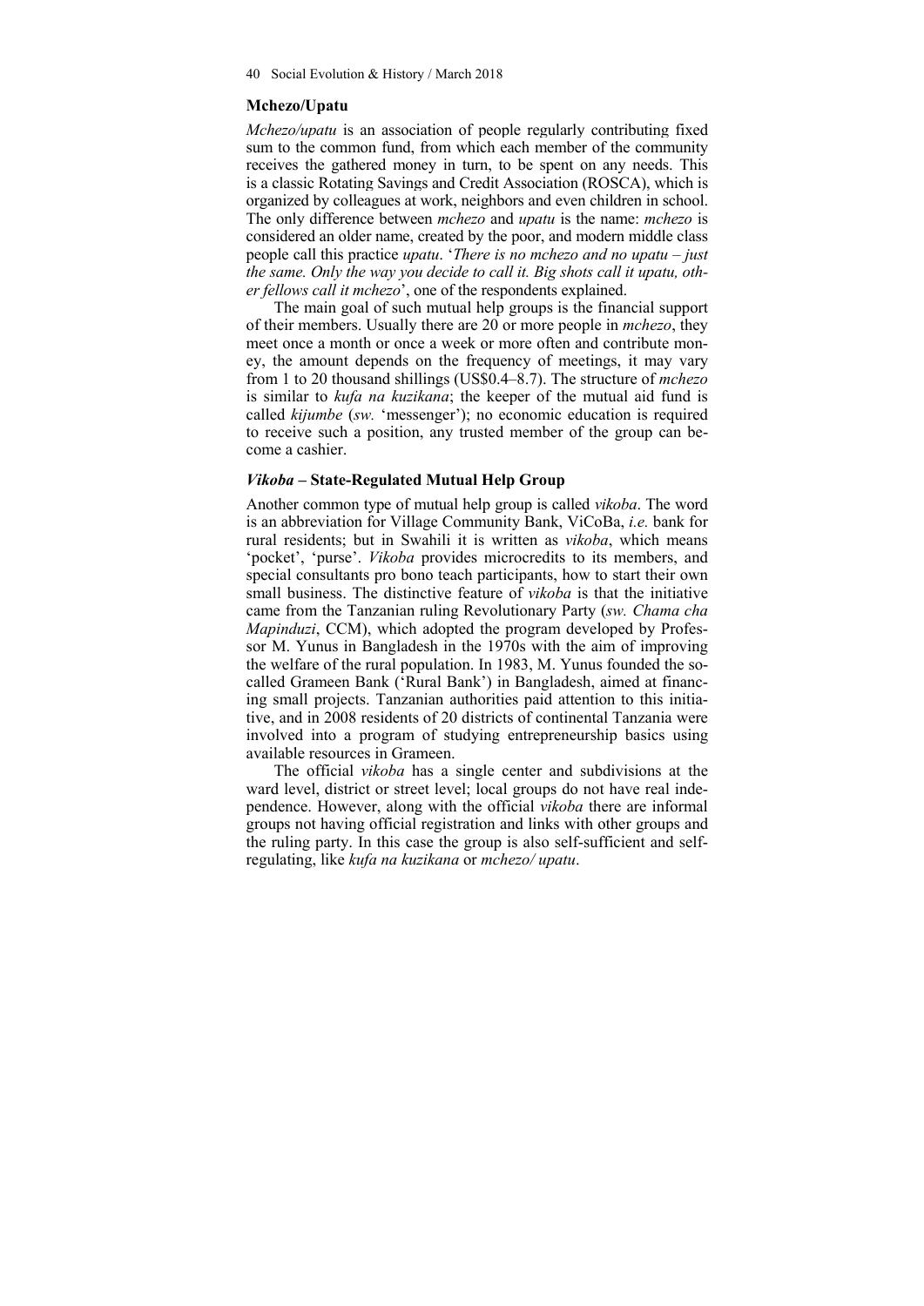### Mchezo/Upatu

*Mchezo/upatu* is an association of people regularly contributing fixed sum to the common fund, from which each member of the community receives the gathered money in turn, to be spent on any needs. This is a classic Rotating Savings and Credit Association (ROSCA), which is organized by colleagues at work, neighbors and even children in school. The only difference between *mchezo* and *upatu* is the name: *mchezo* is considered an older name, created by the poor, and modern middle class people call this practice *upatu*. '*There is no mchezo and no upatu – just the same. Only the way you decide to call it. Big shots call it upatu, other fellows call it mchezo*', one of the respondents explained.

The main goal of such mutual help groups is the financial support of their members. Usually there are 20 or more people in *mchezo*, they meet once a month or once a week or more often and contribute money, the amount depends on the frequency of meetings, it may vary from 1 to 20 thousand shillings (US$0.4–8.7). The structure of *mchezo* is similar to *kufa na kuzikana*; the keeper of the mutual aid fund is called *kijumbe* (*sw.* 'messenger'); no economic education is required to receive such a position, any trusted member of the group can become a cashier.

### *Vikoba* – State-Regulated Mutual Help Group

Another common type of mutual help group is called *vikoba*. The word is an abbreviation for Village Community Bank, ViCoBa, *i.e.* bank for rural residents; but in Swahili it is written as *vikoba*, which means 'pocket', 'purse'. *Vikoba* provides microcredits to its members, and special consultants pro bono teach participants, how to start their own small business. The distinctive feature of *vikoba* is that the initiative came from the Tanzanian ruling Revolutionary Party (*sw. Chama cha Mapinduzi*, CCM), which adopted the program developed by Professor M. Yunus in Bangladesh in the 1970s with the aim of improving the welfare of the rural population. In 1983, M. Yunus founded the so-called Grameen Bank ('Rural Bank') in Bangladesh, aimed at financing small projects. Tanzanian authorities paid attention to this initiative, and in 2008 residents of 20 districts of continental Tanzania were involved into a program of studying entrepreneurship basics using available resources in Grameen.

The official *vikoba* has a single center and subdivisions at the ward level, district or street level; local groups do not have real independence. However, along with the official *vikoba* there are informal groups not having official registration and links with other groups and the ruling party. In this case the group is also self-sufficient and self-regulating, like *kufa na kuzikana* or *mchezo/ upatu*.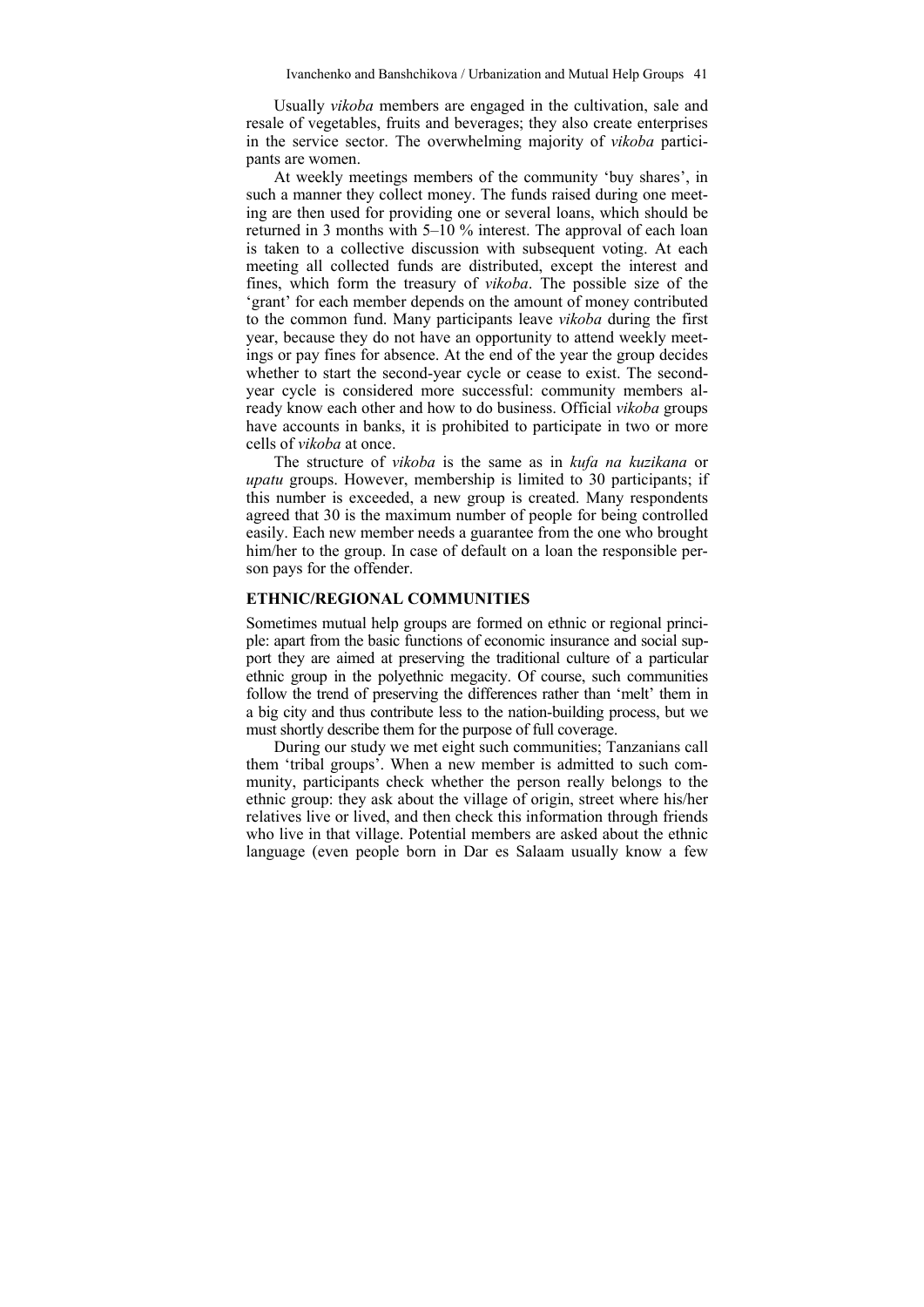Usually *vikoba* members are engaged in the cultivation, sale and resale of vegetables, fruits and beverages; they also create enterprises in the service sector. The overwhelming majority of *vikoba* participants are women.

At weekly meetings members of the community 'buy shares', in such a manner they collect money. The funds raised during one meeting are then used for providing one or several loans, which should be returned in 3 months with 5–10 % interest. The approval of each loan is taken to a collective discussion with subsequent voting. At each meeting all collected funds are distributed, except the interest and fines, which form the treasury of *vikoba*. The possible size of the 'grant' for each member depends on the amount of money contributed to the common fund. Many participants leave *vikoba* during the first year, because they do not have an opportunity to attend weekly meetings or pay fines for absence. At the end of the year the group decides whether to start the second-year cycle or cease to exist. The second-year cycle is considered more successful: community members already know each other and how to do business. Official *vikoba* groups have accounts in banks, it is prohibited to participate in two or more cells of *vikoba* at once.

The structure of *vikoba* is the same as in *kufa na kuzikana* or *upatu* groups. However, membership is limited to 30 participants; if this number is exceeded, a new group is created. Many respondents agreed that 30 is the maximum number of people for being controlled easily. Each new member needs a guarantee from the one who brought him/her to the group. In case of default on a loan the responsible person pays for the offender.

## ETHNIC/REGIONAL COMMUNITIES

Sometimes mutual help groups are formed on ethnic or regional principle: apart from the basic functions of economic insurance and social support they are aimed at preserving the traditional culture of a particular ethnic group in the polyethnic megacity. Of course, such communities follow the trend of preserving the differences rather than 'melt' them in a big city and thus contribute less to the nation-building process, but we must shortly describe them for the purpose of full coverage.

During our study we met eight such communities; Tanzanians call them 'tribal groups'. When a new member is admitted to such community, participants check whether the person really belongs to the ethnic group: they ask about the village of origin, street where his/her relatives live or lived, and then check this information through friends who live in that village. Potential members are asked about the ethnic language (even people born in Dar es Salaam usually know a few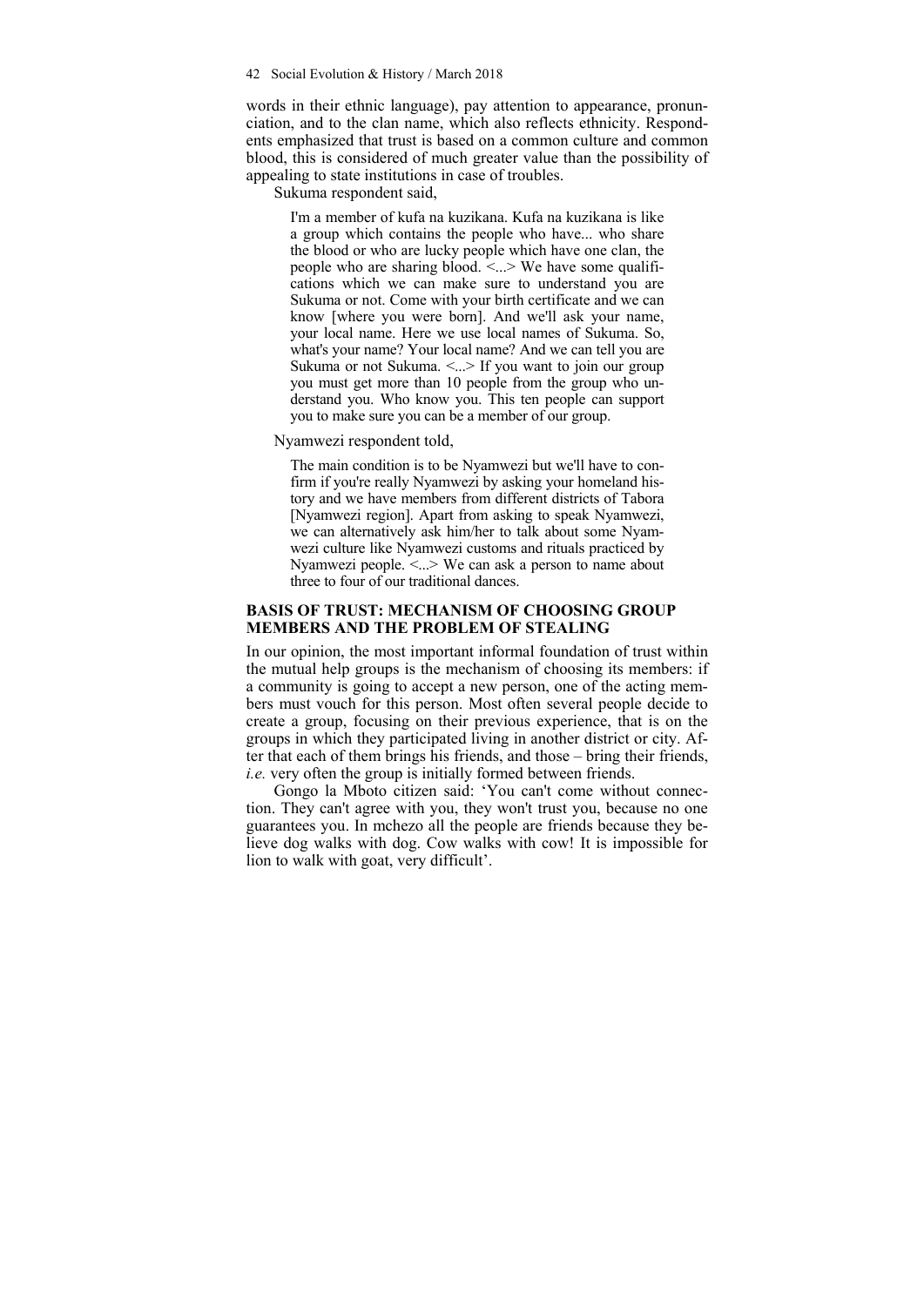words in their ethnic language), pay attention to appearance, pronunciation, and to the clan name, which also reflects ethnicity. Respondents emphasized that trust is based on a common culture and common blood, this is considered of much greater value than the possibility of appealing to state institutions in case of troubles.

Sukuma respondent said,

> I'm a member of kufa na kuzikana. Kufa na kuzikana is like a group which contains the people who have... who share the blood or who are lucky people which have one clan, the people who are sharing blood. <...> We have some qualifications which we can make sure to understand you are Sukuma or not. Come with your birth certificate and we can know [where you were born]. And we'll ask your name, your local name. Here we use local names of Sukuma. So, what's your name? Your local name? And we can tell you are Sukuma or not Sukuma. <...> If you want to join our group you must get more than 10 people from the group who understand you. Who know you. This ten people can support you to make sure you can be a member of our group.

Nyamwezi respondent told,

> The main condition is to be Nyamwezi but we'll have to confirm if you're really Nyamwezi by asking your homeland history and we have members from different districts of Tabora [Nyamwezi region]. Apart from asking to speak Nyamwezi, we can alternatively ask him/her to talk about some Nyamwezi culture like Nyamwezi customs and rituals practiced by Nyamwezi people. <...> We can ask a person to name about three to four of our traditional dances.

## BASIS OF TRUST: MECHANISM OF CHOOSING GROUP MEMBERS AND THE PROBLEM OF STEALING

In our opinion, the most important informal foundation of trust within the mutual help groups is the mechanism of choosing its members: if a community is going to accept a new person, one of the acting members must vouch for this person. Most often several people decide to create a group, focusing on their previous experience, that is on the groups in which they participated living in another district or city. After that each of them brings his friends, and those – bring their friends, *i.e.* very often the group is initially formed between friends.

Gongo la Mboto citizen said: 'You can't come without connection. They can't agree with you, they won't trust you, because no one guarantees you. In mchezo all the people are friends because they believe dog walks with dog. Cow walks with cow! It is impossible for lion to walk with goat, very difficult'.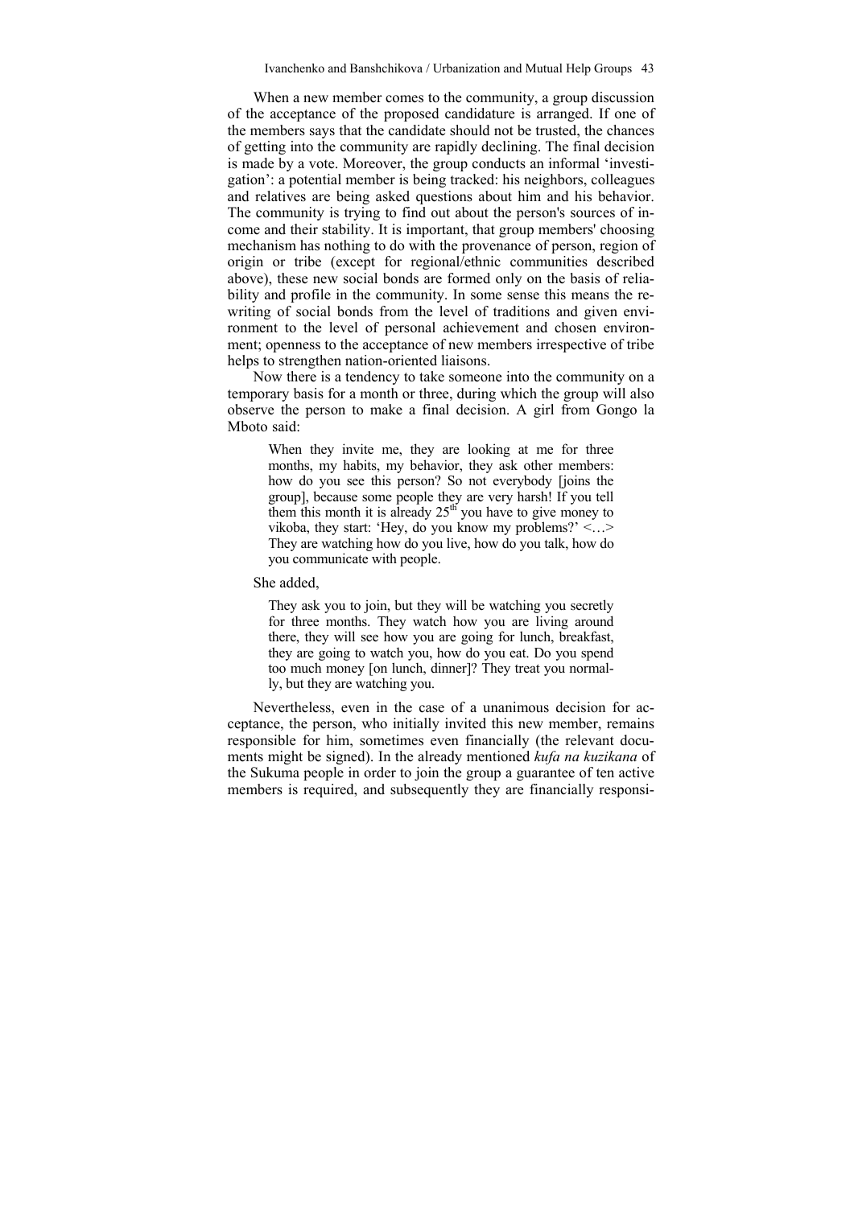When a new member comes to the community, a group discussion of the acceptance of the proposed candidature is arranged. If one of the members says that the candidate should not be trusted, the chances of getting into the community are rapidly declining. The final decision is made by a vote. Moreover, the group conducts an informal 'investigation': a potential member is being tracked: his neighbors, colleagues and relatives are being asked questions about him and his behavior. The community is trying to find out about the person's sources of income and their stability. It is important, that group members' choosing mechanism has nothing to do with the provenance of person, region of origin or tribe (except for regional/ethnic communities described above), these new social bonds are formed only on the basis of reliability and profile in the community. In some sense this means the rewriting of social bonds from the level of traditions and given environment to the level of personal achievement and chosen environment; openness to the acceptance of new members irrespective of tribe helps to strengthen nation-oriented liaisons.

Now there is a tendency to take someone into the community on a temporary basis for a month or three, during which the group will also observe the person to make a final decision. A girl from Gongo la Mboto said:

> When they invite me, they are looking at me for three months, my habits, my behavior, they ask other members: how do you see this person? So not everybody [joins the group], because some people they are very harsh! If you tell them this month it is already 25th you have to give money to vikoba, they start: 'Hey, do you know my problems?' <…> They are watching how do you live, how do you talk, how do you communicate with people.

She added,

> They ask you to join, but they will be watching you secretly for three months. They watch how you are living around there, they will see how you are going for lunch, breakfast, they are going to watch you, how do you eat. Do you spend too much money [on lunch, dinner]? They treat you normally, but they are watching you.

Nevertheless, even in the case of a unanimous decision for acceptance, the person, who initially invited this new member, remains responsible for him, sometimes even financially (the relevant documents might be signed). In the already mentioned *kufa na kuzikana* of the Sukuma people in order to join the group a guarantee of ten active members is required, and subsequently they are financially responsi-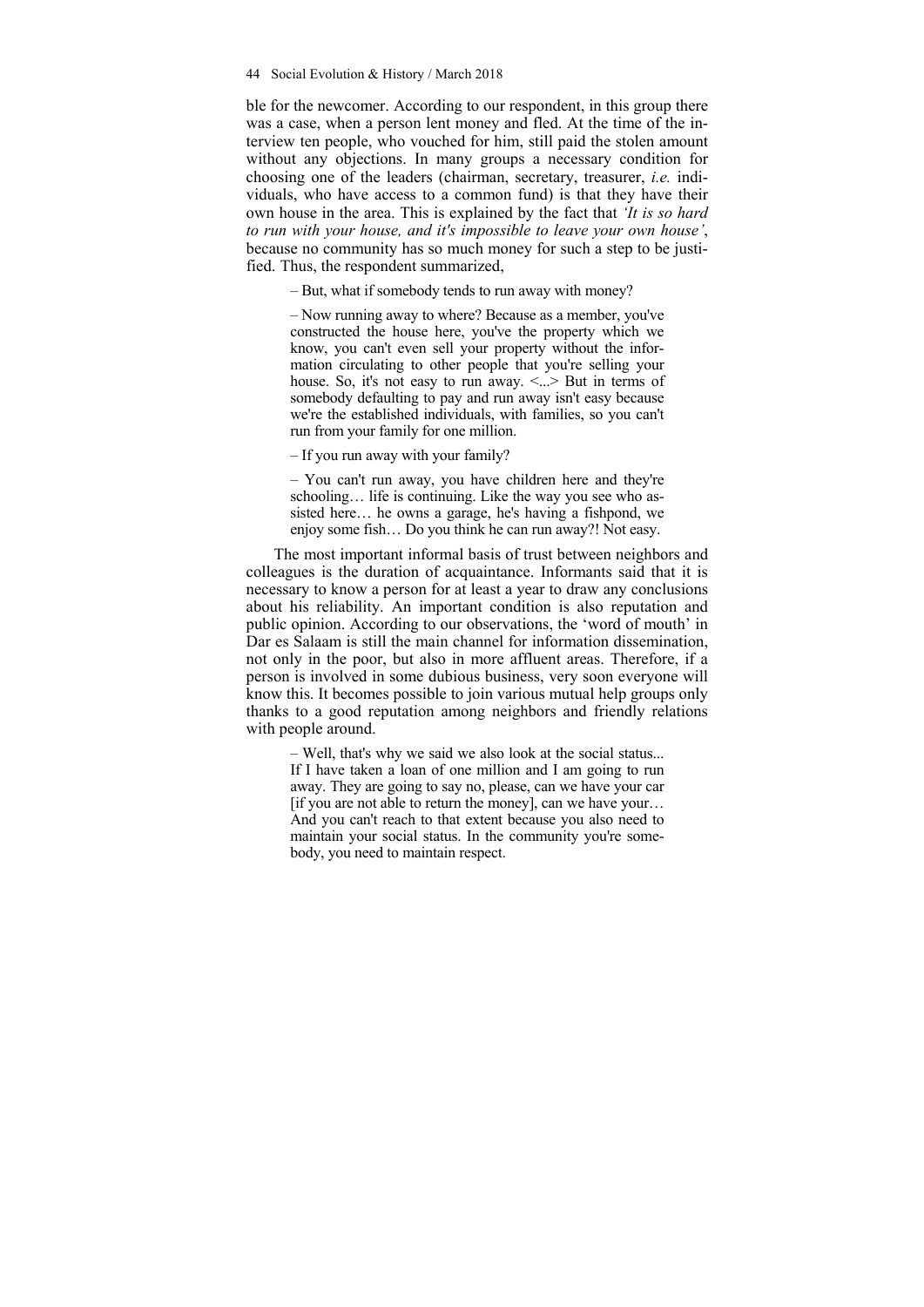ble for the newcomer. According to our respondent, in this group there was a case, when a person lent money and fled. At the time of the interview ten people, who vouched for him, still paid the stolen amount without any objections. In many groups a necessary condition for choosing one of the leaders (chairman, secretary, treasurer, *i.e.* individuals, who have access to a common fund) is that they have their own house in the area. This is explained by the fact that *'It is so hard to run with your house, and it's impossible to leave your own house'*, because no community has so much money for such a step to be justified. Thus, the respondent summarized,

> – But, what if somebody tends to run away with money?
>
> – Now running away to where? Because as a member, you've constructed the house here, you've the property which we know, you can't even sell your property without the information circulating to other people that you're selling your house. So, it's not easy to run away. <...> But in terms of somebody defaulting to pay and run away isn't easy because we're the established individuals, with families, so you can't run from your family for one million.
>
> – If you run away with your family?
>
> – You can't run away, you have children here and they're schooling… life is continuing. Like the way you see who assisted here… he owns a garage, he's having a fishpond, we enjoy some fish… Do you think he can run away?! Not easy.

The most important informal basis of trust between neighbors and colleagues is the duration of acquaintance. Informants said that it is necessary to know a person for at least a year to draw any conclusions about his reliability. An important condition is also reputation and public opinion. According to our observations, the 'word of mouth' in Dar es Salaam is still the main channel for information dissemination, not only in the poor, but also in more affluent areas. Therefore, if a person is involved in some dubious business, very soon everyone will know this. It becomes possible to join various mutual help groups only thanks to a good reputation among neighbors and friendly relations with people around.

> – Well, that's why we said we also look at the social status... If I have taken a loan of one million and I am going to run away. They are going to say no, please, can we have your car [if you are not able to return the money], can we have your… And you can't reach to that extent because you also need to maintain your social status. In the community you're somebody, you need to maintain respect.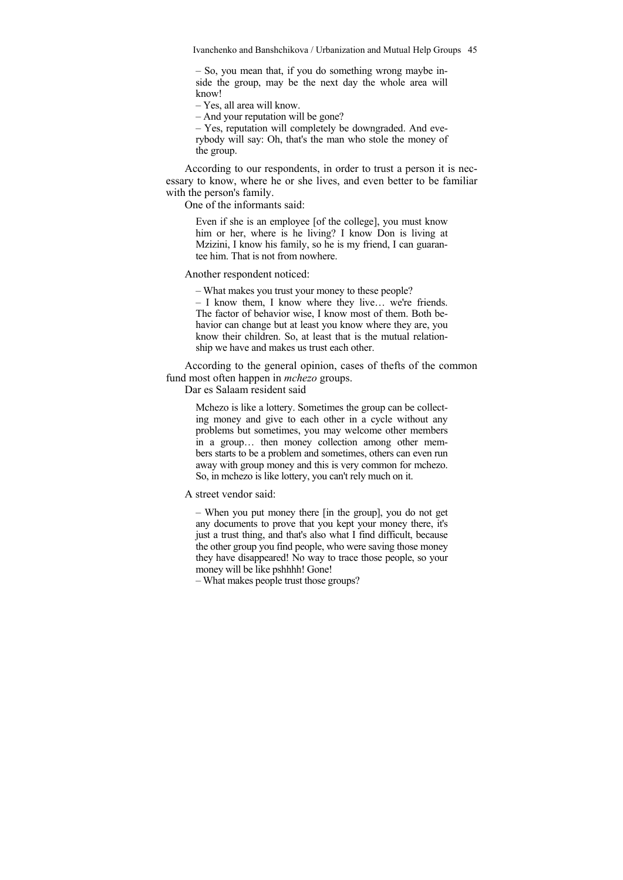> – So, you mean that, if you do something wrong maybe inside the group, may be the next day the whole area will know!
> – Yes, all area will know.
> – And your reputation will be gone?
> – Yes, reputation will completely be downgraded. And everybody will say: Oh, that's the man who stole the money of the group.

According to our respondents, in order to trust a person it is necessary to know, where he or she lives, and even better to be familiar with the person's family.

One of the informants said:

> Even if she is an employee [of the college], you must know him or her, where is he living? I know Don is living at Mzizini, I know his family, so he is my friend, I can guarantee him. That is not from nowhere.

Another respondent noticed:

> – What makes you trust your money to these people?
> – I know them, I know where they live… we're friends. The factor of behavior wise, I know most of them. Both behavior can change but at least you know where they are, you know their children. So, at least that is the mutual relationship we have and makes us trust each other.

According to the general opinion, cases of thefts of the common fund most often happen in *mchezo* groups.

Dar es Salaam resident said

> Mchezo is like a lottery. Sometimes the group can be collecting money and give to each other in a cycle without any problems but sometimes, you may welcome other members in a group… then money collection among other members starts to be a problem and sometimes, others can even run away with group money and this is very common for mchezo. So, in mchezo is like lottery, you can't rely much on it.

A street vendor said:

> – When you put money there [in the group], you do not get any documents to prove that you kept your money there, it's just a trust thing, and that's also what I find difficult, because the other group you find people, who were saving those money they have disappeared! No way to trace those people, so your money will be like pshhhh! Gone!
> – What makes people trust those groups?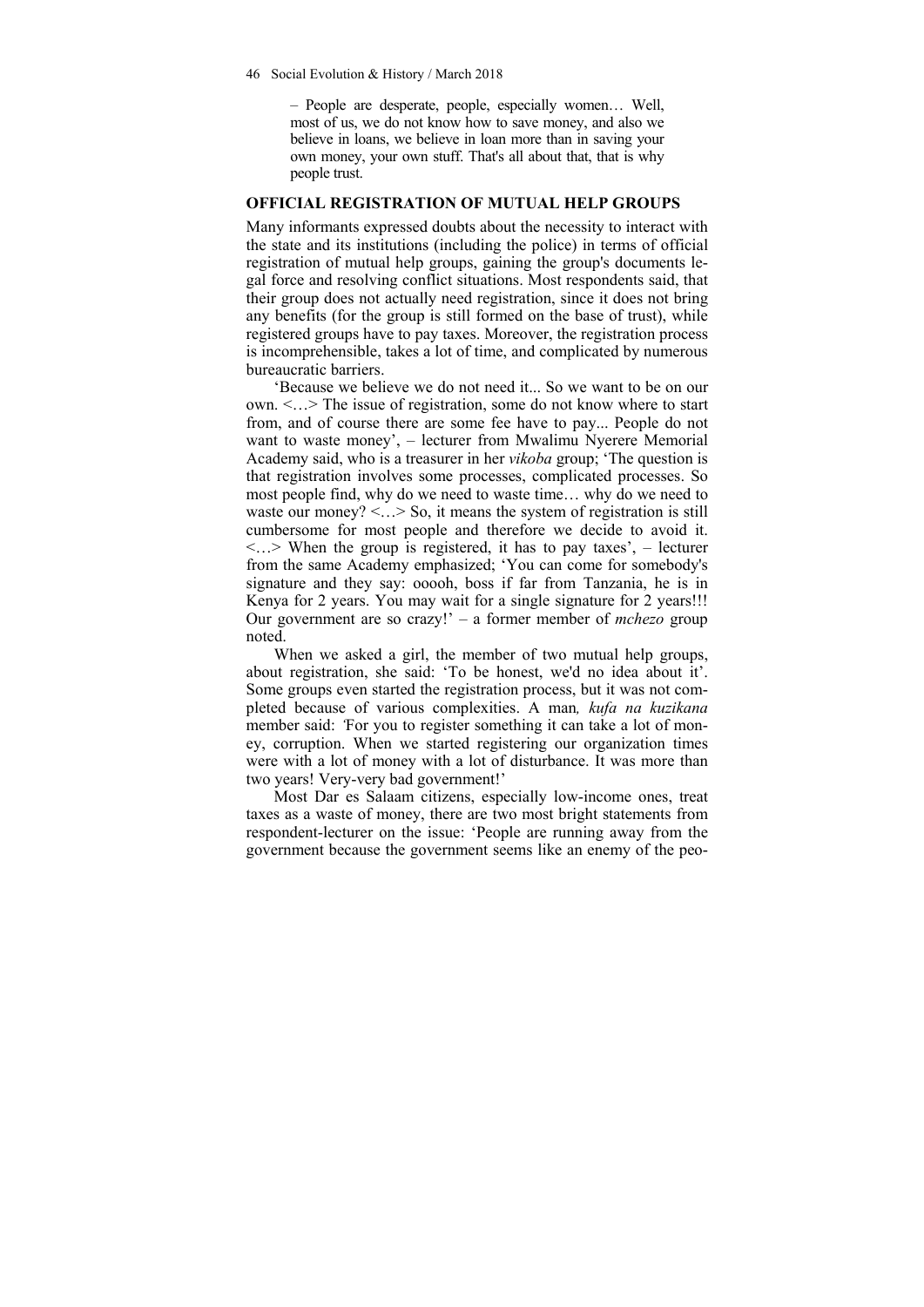> – People are desperate, people, especially women… Well, most of us, we do not know how to save money, and also we believe in loans, we believe in loan more than in saving your own money, your own stuff. That's all about that, that is why people trust.

## OFFICIAL REGISTRATION OF MUTUAL HELP GROUPS

Many informants expressed doubts about the necessity to interact with the state and its institutions (including the police) in terms of official registration of mutual help groups, gaining the group's documents legal force and resolving conflict situations. Most respondents said, that their group does not actually need registration, since it does not bring any benefits (for the group is still formed on the base of trust), while registered groups have to pay taxes. Moreover, the registration process is incomprehensible, takes a lot of time, and complicated by numerous bureaucratic barriers.

'Because we believe we do not need it... So we want to be on our own. <…> The issue of registration, some do not know where to start from, and of course there are some fee have to pay... People do not want to waste money', – lecturer from Mwalimu Nyerere Memorial Academy said, who is a treasurer in her *vikoba* group; 'The question is that registration involves some processes, complicated processes. So most people find, why do we need to waste time… why do we need to waste our money? <…> So, it means the system of registration is still cumbersome for most people and therefore we decide to avoid it. <…> When the group is registered, it has to pay taxes', – lecturer from the same Academy emphasized; 'You can come for somebody's signature and they say: ooooh, boss if far from Tanzania, he is in Kenya for 2 years. You may wait for a single signature for 2 years!!! Our government are so crazy!' – a former member of *mchezo* group noted.

When we asked a girl, the member of two mutual help groups, about registration, she said: 'To be honest, we'd no idea about it'. Some groups even started the registration process, but it was not completed because of various complexities. A man*, kufa na kuzikana* member said: *'*For you to register something it can take a lot of money, corruption. When we started registering our organization times were with a lot of money with a lot of disturbance. It was more than two years! Very-very bad government!'

Most Dar es Salaam citizens, especially low-income ones, treat taxes as a waste of money, there are two most bright statements from respondent-lecturer on the issue: 'People are running away from the government because the government seems like an enemy of the peo-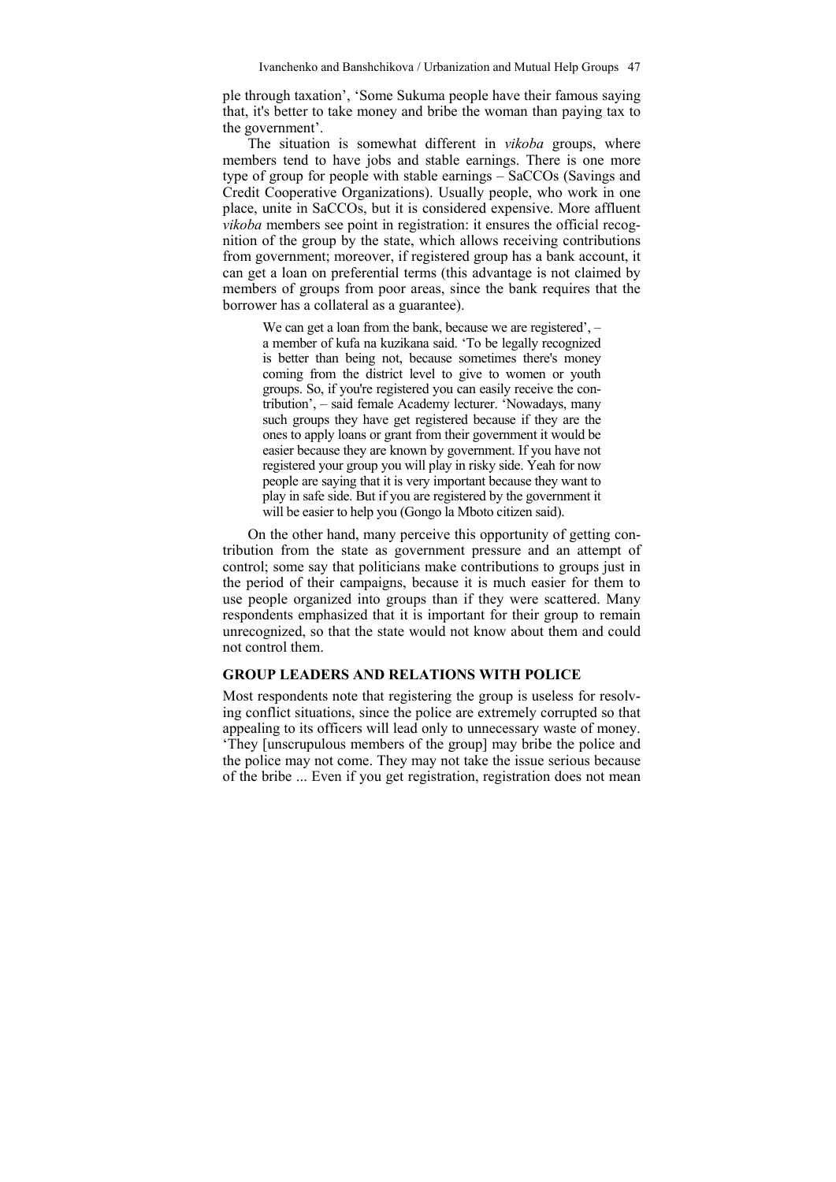ple through taxation', 'Some Sukuma people have their famous saying that, it's better to take money and bribe the woman than paying tax to the government'.

The situation is somewhat different in *vikoba* groups, where members tend to have jobs and stable earnings. There is one more type of group for people with stable earnings – SaCCOs (Savings and Credit Cooperative Organizations). Usually people, who work in one place, unite in SaCCOs, but it is considered expensive. More affluent *vikoba* members see point in registration: it ensures the official recognition of the group by the state, which allows receiving contributions from government; moreover, if registered group has a bank account, it can get a loan on preferential terms (this advantage is not claimed by members of groups from poor areas, since the bank requires that the borrower has a collateral as a guarantee).

> We can get a loan from the bank, because we are registered', – a member of kufa na kuzikana said. 'To be legally recognized is better than being not, because sometimes there's money coming from the district level to give to women or youth groups. So, if you're registered you can easily receive the contribution', – said female Academy lecturer. 'Nowadays, many such groups they have get registered because if they are the ones to apply loans or grant from their government it would be easier because they are known by government. If you have not registered your group you will play in risky side. Yeah for now people are saying that it is very important because they want to play in safe side. But if you are registered by the government it will be easier to help you (Gongo la Mboto citizen said).

On the other hand, many perceive this opportunity of getting contribution from the state as government pressure and an attempt of control; some say that politicians make contributions to groups just in the period of their campaigns, because it is much easier for them to use people organized into groups than if they were scattered. Many respondents emphasized that it is important for their group to remain unrecognized, so that the state would not know about them and could not control them.

## GROUP LEADERS AND RELATIONS WITH POLICE

Most respondents note that registering the group is useless for resolving conflict situations, since the police are extremely corrupted so that appealing to its officers will lead only to unnecessary waste of money. 'They [unscrupulous members of the group] may bribe the police and the police may not come. They may not take the issue serious because of the bribe ... Even if you get registration, registration does not mean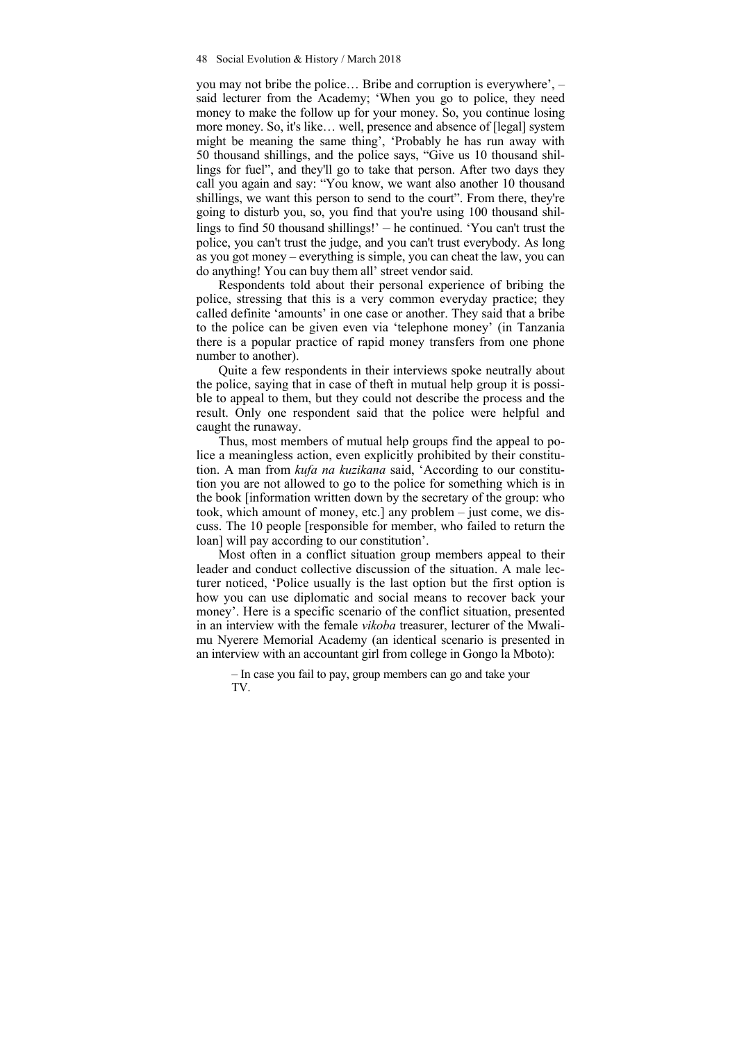you may not bribe the police… Bribe and corruption is everywhere', – said lecturer from the Academy; 'When you go to police, they need money to make the follow up for your money. So, you continue losing more money. So, it's like… well, presence and absence of [legal] system might be meaning the same thing', 'Probably he has run away with 50 thousand shillings, and the police says, "Give us 10 thousand shillings for fuel", and they'll go to take that person. After two days they call you again and say: "You know, we want also another 10 thousand shillings, we want this person to send to the court". From there, they're going to disturb you, so, you find that you're using 100 thousand shillings to find 50 thousand shillings!' – he continued. 'You can't trust the police, you can't trust the judge, and you can't trust everybody. As long as you got money – everything is simple, you can cheat the law, you can do anything! You can buy them all' street vendor said.

Respondents told about their personal experience of bribing the police, stressing that this is a very common everyday practice; they called definite 'amounts' in one case or another. They said that a bribe to the police can be given even via 'telephone money' (in Tanzania there is a popular practice of rapid money transfers from one phone number to another).

Quite a few respondents in their interviews spoke neutrally about the police, saying that in case of theft in mutual help group it is possible to appeal to them, but they could not describe the process and the result. Only one respondent said that the police were helpful and caught the runaway.

Thus, most members of mutual help groups find the appeal to police a meaningless action, even explicitly prohibited by their constitution. A man from *kufa na kuzikana* said, 'According to our constitution you are not allowed to go to the police for something which is in the book [information written down by the secretary of the group: who took, which amount of money, etc.] any problem – just come, we discuss. The 10 people [responsible for member, who failed to return the loan] will pay according to our constitution'.

Most often in a conflict situation group members appeal to their leader and conduct collective discussion of the situation. A male lecturer noticed, 'Police usually is the last option but the first option is how you can use diplomatic and social means to recover back your money'. Here is a specific scenario of the conflict situation, presented in an interview with the female *vikoba* treasurer, lecturer of the Mwalimu Nyerere Memorial Academy (an identical scenario is presented in an interview with an accountant girl from college in Gongo la Mboto):

> – In case you fail to pay, group members can go and take your TV.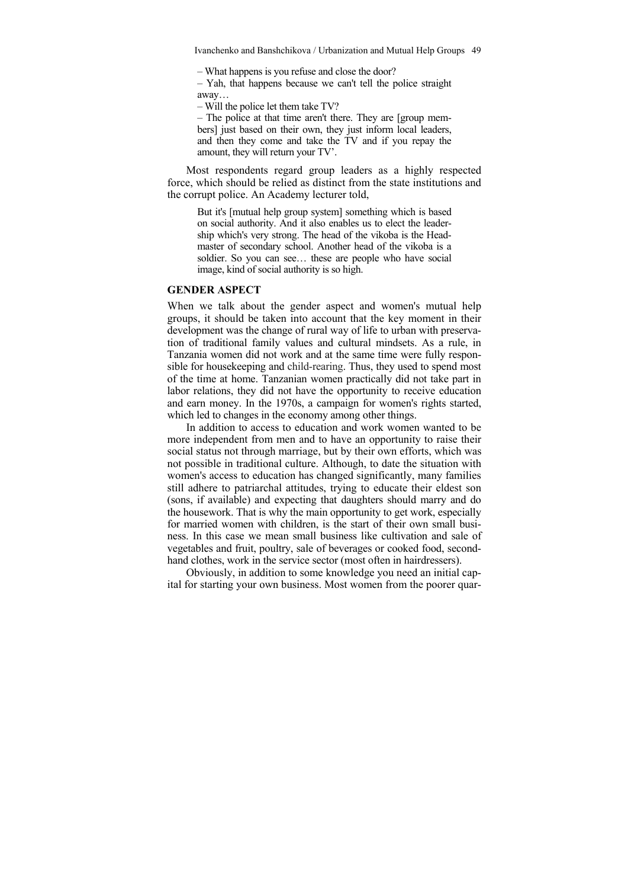> – What happens is you refuse and close the door?
>
> – Yah, that happens because we can't tell the police straight away…
>
> – Will the police let them take TV?
>
> – The police at that time aren't there. They are [group members] just based on their own, they just inform local leaders, and then they come and take the TV and if you repay the amount, they will return your TV'.

Most respondents regard group leaders as a highly respected force, which should be relied as distinct from the state institutions and the corrupt police. An Academy lecturer told,

> But it's [mutual help group system] something which is based on social authority. And it also enables us to elect the leadership which's very strong. The head of the vikoba is the Headmaster of secondary school. Another head of the vikoba is a soldier. So you can see… these are people who have social image, kind of social authority is so high.

### GENDER ASPECT

When we talk about the gender aspect and women's mutual help groups, it should be taken into account that the key moment in their development was the change of rural way of life to urban with preservation of traditional family values and cultural mindsets. As a rule, in Tanzania women did not work and at the same time were fully responsible for housekeeping and child-rearing. Thus, they used to spend most of the time at home. Tanzanian women practically did not take part in labor relations, they did not have the opportunity to receive education and earn money. In the 1970s, a campaign for women's rights started, which led to changes in the economy among other things.

In addition to access to education and work women wanted to be more independent from men and to have an opportunity to raise their social status not through marriage, but by their own efforts, which was not possible in traditional culture. Although, to date the situation with women's access to education has changed significantly, many families still adhere to patriarchal attitudes, trying to educate their eldest son (sons, if available) and expecting that daughters should marry and do the housework. That is why the main opportunity to get work, especially for married women with children, is the start of their own small business. In this case we mean small business like cultivation and sale of vegetables and fruit, poultry, sale of beverages or cooked food, second-hand clothes, work in the service sector (most often in hairdressers).

Obviously, in addition to some knowledge you need an initial capital for starting your own business. Most women from the poorer quar-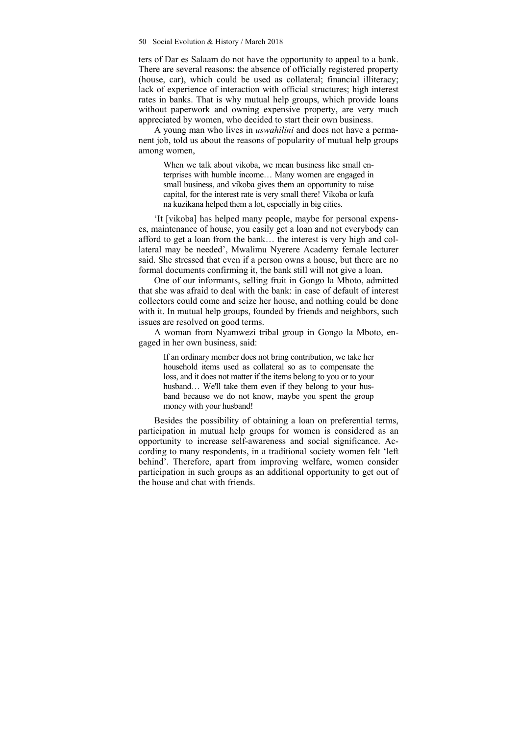ters of Dar es Salaam do not have the opportunity to appeal to a bank. There are several reasons: the absence of officially registered property (house, car), which could be used as collateral; financial illiteracy; lack of experience of interaction with official structures; high interest rates in banks. That is why mutual help groups, which provide loans without paperwork and owning expensive property, are very much appreciated by women, who decided to start their own business.

A young man who lives in *uswahilini* and does not have a permanent job, told us about the reasons of popularity of mutual help groups among women,

> When we talk about vikoba, we mean business like small enterprises with humble income… Many women are engaged in small business, and vikoba gives them an opportunity to raise capital, for the interest rate is very small there! Vikoba or kufa na kuzikana helped them a lot, especially in big cities.

'It [vikoba] has helped many people, maybe for personal expenses, maintenance of house, you easily get a loan and not everybody can afford to get a loan from the bank… the interest is very high and collateral may be needed', Mwalimu Nyerere Academy female lecturer said. She stressed that even if a person owns a house, but there are no formal documents confirming it, the bank still will not give a loan.

One of our informants, selling fruit in Gongo la Mboto, admitted that she was afraid to deal with the bank: in case of default of interest collectors could come and seize her house, and nothing could be done with it. In mutual help groups, founded by friends and neighbors, such issues are resolved on good terms.

A woman from Nyamwezi tribal group in Gongo la Mboto, engaged in her own business, said:

> If an ordinary member does not bring contribution, we take her household items used as collateral so as to compensate the loss, and it does not matter if the items belong to you or to your husband… We'll take them even if they belong to your husband because we do not know, maybe you spent the group money with your husband!

Besides the possibility of obtaining a loan on preferential terms, participation in mutual help groups for women is considered as an opportunity to increase self-awareness and social significance. According to many respondents, in a traditional society women felt 'left behind'. Therefore, apart from improving welfare, women consider participation in such groups as an additional opportunity to get out of the house and chat with friends.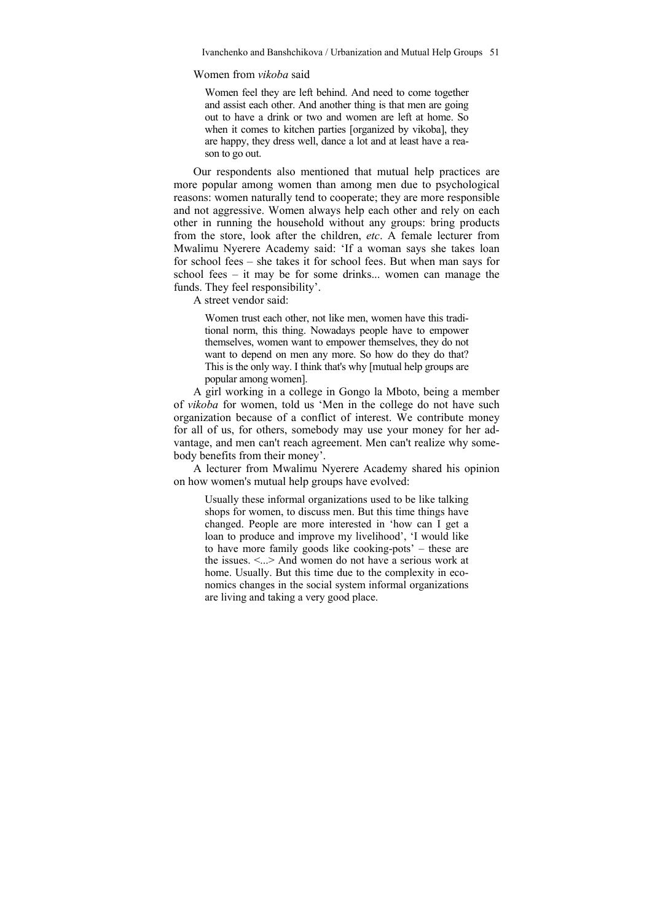Women from *vikoba* said

> Women feel they are left behind. And need to come together and assist each other. And another thing is that men are going out to have a drink or two and women are left at home. So when it comes to kitchen parties [organized by vikoba], they are happy, they dress well, dance a lot and at least have a reason to go out.

Our respondents also mentioned that mutual help practices are more popular among women than among men due to psychological reasons: women naturally tend to cooperate; they are more responsible and not aggressive. Women always help each other and rely on each other in running the household without any groups: bring products from the store, look after the children, *etc*. A female lecturer from Mwalimu Nyerere Academy said: 'If a woman says she takes loan for school fees – she takes it for school fees. But when man says for school fees – it may be for some drinks... women can manage the funds. They feel responsibility'.

A street vendor said:

> Women trust each other, not like men, women have this traditional norm, this thing. Nowadays people have to empower themselves, women want to empower themselves, they do not want to depend on men any more. So how do they do that? This is the only way. I think that's why [mutual help groups are popular among women].

A girl working in a college in Gongo la Mboto, being a member of *vikoba* for women, told us 'Men in the college do not have such organization because of a conflict of interest. We contribute money for all of us, for others, somebody may use your money for her advantage, and men can't reach agreement. Men can't realize why somebody benefits from their money'.

A lecturer from Mwalimu Nyerere Academy shared his opinion on how women's mutual help groups have evolved:

> Usually these informal organizations used to be like talking shops for women, to discuss men. But this time things have changed. People are more interested in 'how can I get a loan to produce and improve my livelihood', 'I would like to have more family goods like cooking-pots' – these are the issues. <...> And women do not have a serious work at home. Usually. But this time due to the complexity in economics changes in the social system informal organizations are living and taking a very good place.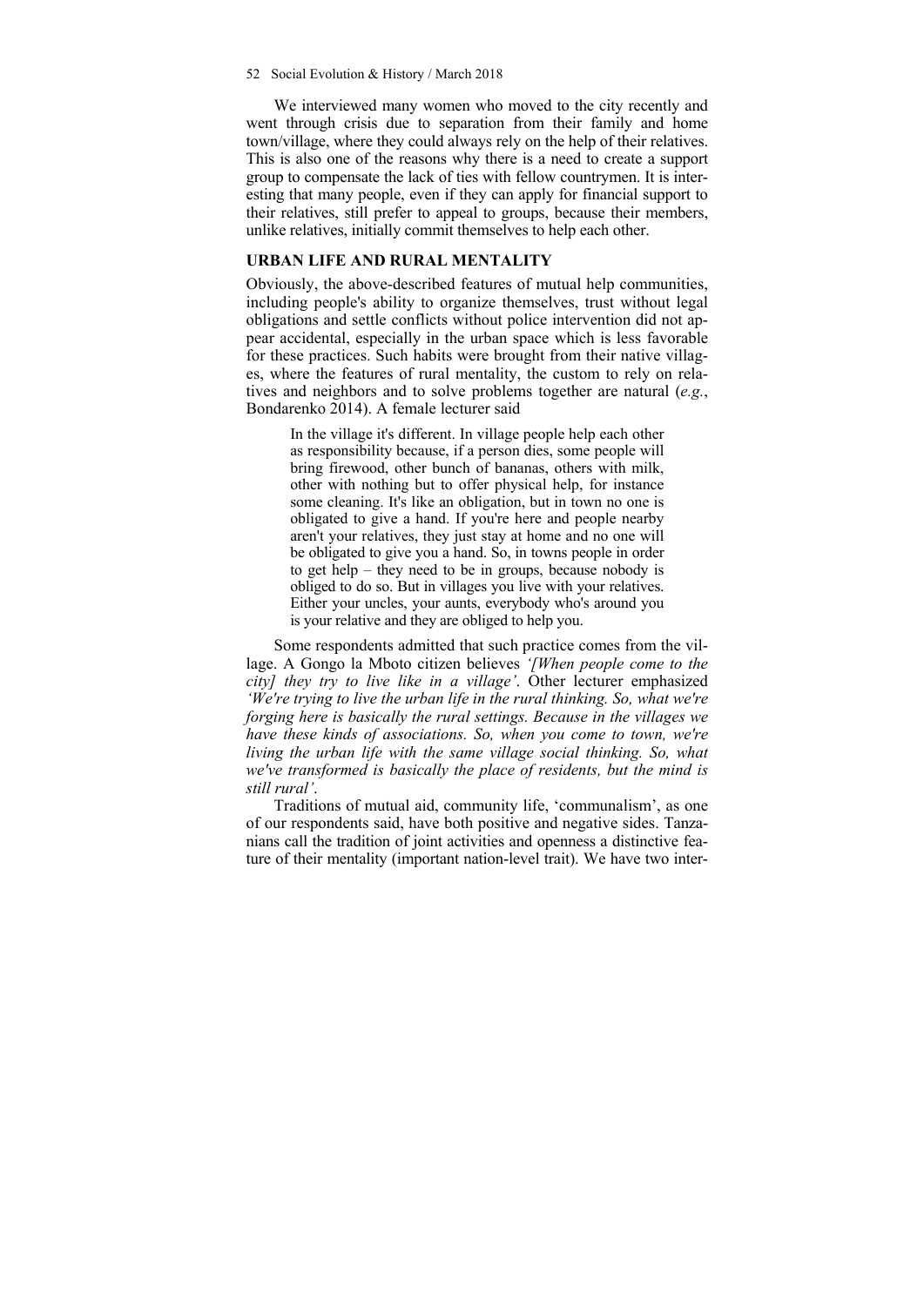We interviewed many women who moved to the city recently and went through crisis due to separation from their family and home town/village, where they could always rely on the help of their relatives. This is also one of the reasons why there is a need to create a support group to compensate the lack of ties with fellow countrymen. It is interesting that many people, even if they can apply for financial support to their relatives, still prefer to appeal to groups, because their members, unlike relatives, initially commit themselves to help each other.

## URBAN LIFE AND RURAL MENTALITY

Obviously, the above-described features of mutual help communities, including people's ability to organize themselves, trust without legal obligations and settle conflicts without police intervention did not appear accidental, especially in the urban space which is less favorable for these practices. Such habits were brought from their native villages, where the features of rural mentality, the custom to rely on relatives and neighbors and to solve problems together are natural (*e.g.*, Bondarenko 2014). A female lecturer said

> In the village it's different. In village people help each other as responsibility because, if a person dies, some people will bring firewood, other bunch of bananas, others with milk, other with nothing but to offer physical help, for instance some cleaning. It's like an obligation, but in town no one is obligated to give a hand. If you're here and people nearby aren't your relatives, they just stay at home and no one will be obligated to give you a hand. So, in towns people in order to get help – they need to be in groups, because nobody is obliged to do so. But in villages you live with your relatives. Either your uncles, your aunts, everybody who's around you is your relative and they are obliged to help you.

Some respondents admitted that such practice comes from the village. A Gongo la Mboto citizen believes *'[When people come to the city] they try to live like in a village'*. Other lecturer emphasized *'We're trying to live the urban life in the rural thinking. So, what we're forging here is basically the rural settings. Because in the villages we have these kinds of associations. So, when you come to town, we're living the urban life with the same village social thinking. So, what we've transformed is basically the place of residents, but the mind is still rural'*.

Traditions of mutual aid, community life, 'communalism', as one of our respondents said, have both positive and negative sides. Tanzanians call the tradition of joint activities and openness a distinctive feature of their mentality (important nation-level trait). We have two inter-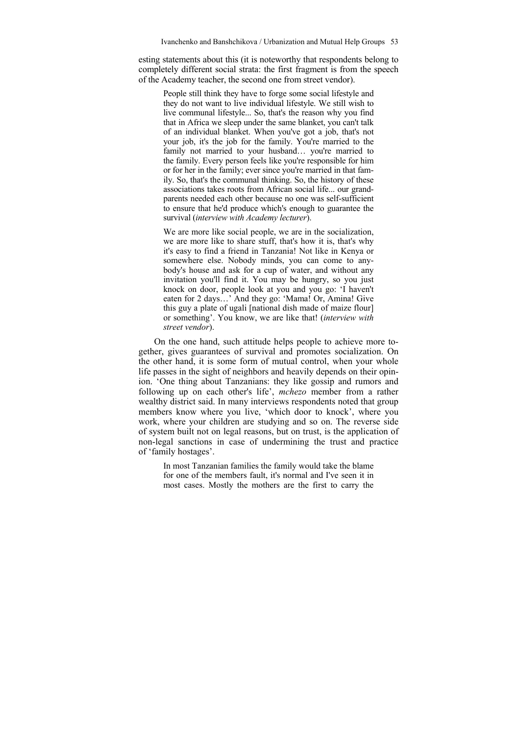esting statements about this (it is noteworthy that respondents belong to completely different social strata: the first fragment is from the speech of the Academy teacher, the second one from street vendor).

> People still think they have to forge some social lifestyle and they do not want to live individual lifestyle. We still wish to live communal lifestyle... So, that's the reason why you find that in Africa we sleep under the same blanket, you can't talk of an individual blanket. When you've got a job, that's not your job, it's the job for the family. You're married to the family not married to your husband… you're married to the family. Every person feels like you're responsible for him or for her in the family; ever since you're married in that family. So, that's the communal thinking. So, the history of these associations takes roots from African social life... our grandparents needed each other because no one was self-sufficient to ensure that he'd produce which's enough to guarantee the survival (*interview with Academy lecturer*).

> We are more like social people, we are in the socialization, we are more like to share stuff, that's how it is, that's why it's easy to find a friend in Tanzania! Not like in Kenya or somewhere else. Nobody minds, you can come to anybody's house and ask for a cup of water, and without any invitation you'll find it. You may be hungry, so you just knock on door, people look at you and you go: 'I haven't eaten for 2 days…' And they go: 'Mama! Or, Amina! Give this guy a plate of ugali [national dish made of maize flour] or something'. You know, we are like that! (*interview with street vendor*).

On the one hand, such attitude helps people to achieve more together, gives guarantees of survival and promotes socialization. On the other hand, it is some form of mutual control, when your whole life passes in the sight of neighbors and heavily depends on their opinion. 'One thing about Tanzanians: they like gossip and rumors and following up on each other's life', *mchezo* member from a rather wealthy district said. In many interviews respondents noted that group members know where you live, 'which door to knock', where you work, where your children are studying and so on. The reverse side of system built not on legal reasons, but on trust, is the application of non-legal sanctions in case of undermining the trust and practice of 'family hostages'.

> In most Tanzanian families the family would take the blame for one of the members fault, it's normal and I've seen it in most cases. Mostly the mothers are the first to carry the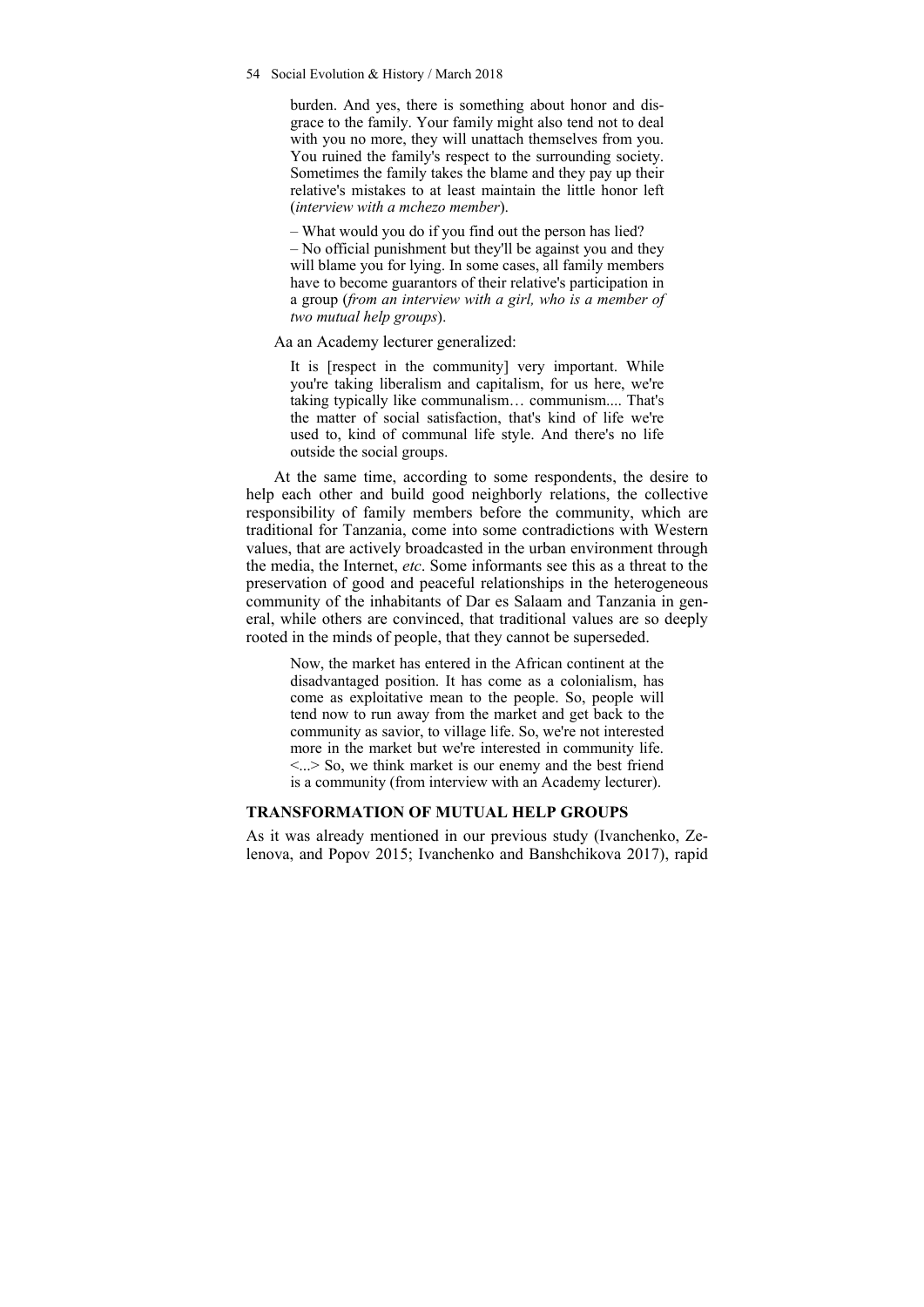> burden. And yes, there is something about honor and disgrace to the family. Your family might also tend not to deal with you no more, they will unattach themselves from you. You ruined the family's respect to the surrounding society. Sometimes the family takes the blame and they pay up their relative's mistakes to at least maintain the little honor left (*interview with a mchezo member*).

> – What would you do if you find out the person has lied?
> – No official punishment but they'll be against you and they will blame you for lying. In some cases, all family members have to become guarantors of their relative's participation in a group (*from an interview with a girl, who is a member of two mutual help groups*).

Aa an Academy lecturer generalized:

> It is [respect in the community] very important. While you're taking liberalism and capitalism, for us here, we're taking typically like communalism… communism.... That's the matter of social satisfaction, that's kind of life we're used to, kind of communal life style. And there's no life outside the social groups.

At the same time, according to some respondents, the desire to help each other and build good neighborly relations, the collective responsibility of family members before the community, which are traditional for Tanzania, come into some contradictions with Western values, that are actively broadcasted in the urban environment through the media, the Internet, *etc*. Some informants see this as a threat to the preservation of good and peaceful relationships in the heterogeneous community of the inhabitants of Dar es Salaam and Tanzania in general, while others are convinced, that traditional values are so deeply rooted in the minds of people, that they cannot be superseded.

> Now, the market has entered in the African continent at the disadvantaged position. It has come as a colonialism, has come as exploitative mean to the people. So, people will tend now to run away from the market and get back to the community as savior, to village life. So, we're not interested more in the market but we're interested in community life. <...> So, we think market is our enemy and the best friend is a community (from interview with an Academy lecturer).

## TRANSFORMATION OF MUTUAL HELP GROUPS

As it was already mentioned in our previous study (Ivanchenko, Zelenova, and Popov 2015; Ivanchenko and Banshchikova 2017), rapid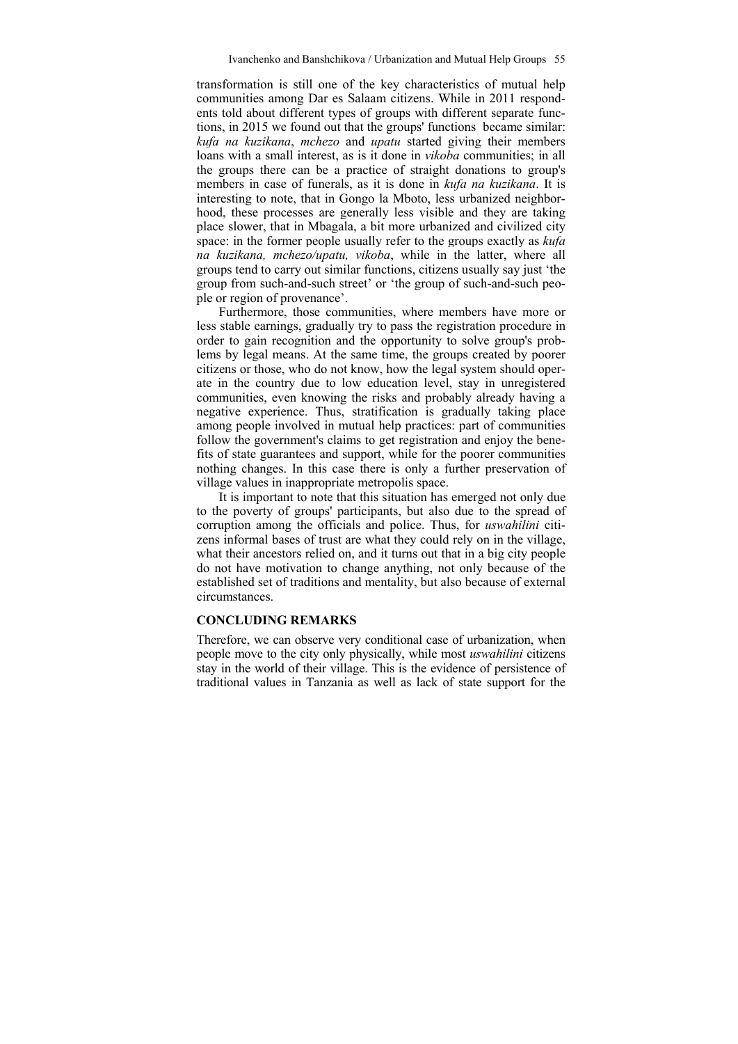transformation is still one of the key characteristics of mutual help communities among Dar es Salaam citizens. While in 2011 respondents told about different types of groups with different separate functions, in 2015 we found out that the groups' functions became similar: *kufa na kuzikana*, *mchezo* and *upatu* started giving their members loans with a small interest, as is it done in *vikoba* communities; in all the groups there can be a practice of straight donations to group's members in case of funerals, as it is done in *kufa na kuzikana*. It is interesting to note, that in Gongo la Mboto, less urbanized neighborhood, these processes are generally less visible and they are taking place slower, that in Mbagala, a bit more urbanized and civilized city space: in the former people usually refer to the groups exactly as *kufa na kuzikana, mchezo/upatu, vikoba*, while in the latter, where all groups tend to carry out similar functions, citizens usually say just 'the group from such-and-such street' or 'the group of such-and-such people or region of provenance'.

Furthermore, those communities, where members have more or less stable earnings, gradually try to pass the registration procedure in order to gain recognition and the opportunity to solve group's problems by legal means. At the same time, the groups created by poorer citizens or those, who do not know, how the legal system should operate in the country due to low education level, stay in unregistered communities, even knowing the risks and probably already having a negative experience. Thus, stratification is gradually taking place among people involved in mutual help practices: part of communities follow the government's claims to get registration and enjoy the benefits of state guarantees and support, while for the poorer communities nothing changes. In this case there is only a further preservation of village values in inappropriate metropolis space.

It is important to note that this situation has emerged not only due to the poverty of groups' participants, but also due to the spread of corruption among the officials and police. Thus, for *uswahilini* citizens informal bases of trust are what they could rely on in the village, what their ancestors relied on, and it turns out that in a big city people do not have motivation to change anything, not only because of the established set of traditions and mentality, but also because of external circumstances.

## CONCLUDING REMARKS

Therefore, we can observe very conditional case of urbanization, when people move to the city only physically, while most *uswahilini* citizens stay in the world of their village. This is the evidence of persistence of traditional values in Tanzania as well as lack of state support for the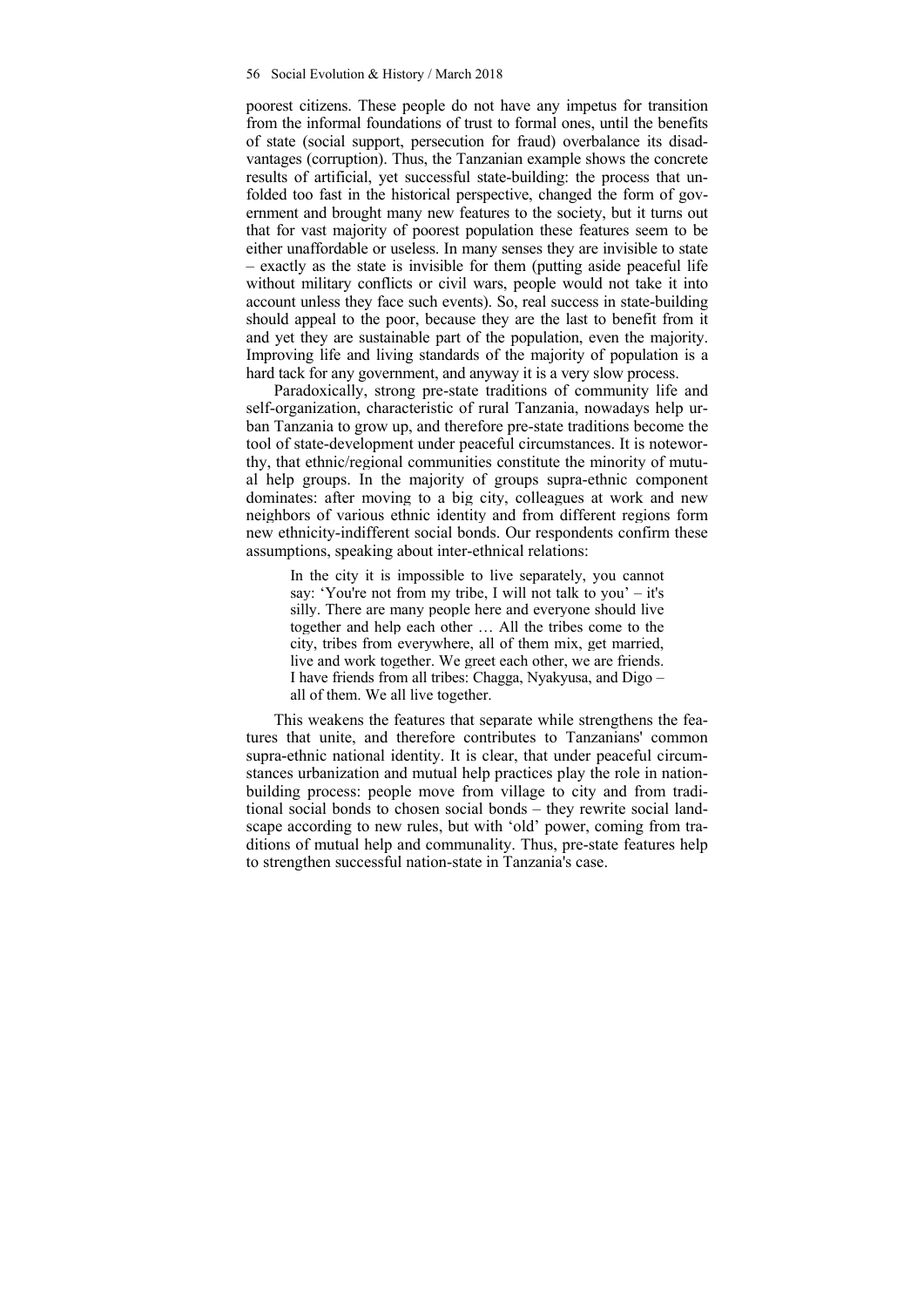poorest citizens. These people do not have any impetus for transition from the informal foundations of trust to formal ones, until the benefits of state (social support, persecution for fraud) overbalance its disadvantages (corruption). Thus, the Tanzanian example shows the concrete results of artificial, yet successful state-building: the process that unfolded too fast in the historical perspective, changed the form of government and brought many new features to the society, but it turns out that for vast majority of poorest population these features seem to be either unaffordable or useless. In many senses they are invisible to state – exactly as the state is invisible for them (putting aside peaceful life without military conflicts or civil wars, people would not take it into account unless they face such events). So, real success in state-building should appeal to the poor, because they are the last to benefit from it and yet they are sustainable part of the population, even the majority. Improving life and living standards of the majority of population is a hard tack for any government, and anyway it is a very slow process.

Paradoxically, strong pre-state traditions of community life and self-organization, characteristic of rural Tanzania, nowadays help urban Tanzania to grow up, and therefore pre-state traditions become the tool of state-development under peaceful circumstances. It is noteworthy, that ethnic/regional communities constitute the minority of mutual help groups. In the majority of groups supra-ethnic component dominates: after moving to a big city, colleagues at work and new neighbors of various ethnic identity and from different regions form new ethnicity-indifferent social bonds. Our respondents confirm these assumptions, speaking about inter-ethnical relations:

> In the city it is impossible to live separately, you cannot say: 'You're not from my tribe, I will not talk to you' – it's silly. There are many people here and everyone should live together and help each other … All the tribes come to the city, tribes from everywhere, all of them mix, get married, live and work together. We greet each other, we are friends. I have friends from all tribes: Chagga, Nyakyusa, and Digo – all of them. We all live together.

This weakens the features that separate while strengthens the features that unite, and therefore contributes to Tanzanians' common supra-ethnic national identity. It is clear, that under peaceful circumstances urbanization and mutual help practices play the role in nation-building process: people move from village to city and from traditional social bonds to chosen social bonds – they rewrite social landscape according to new rules, but with 'old' power, coming from traditions of mutual help and communality. Thus, pre-state features help to strengthen successful nation-state in Tanzania's case.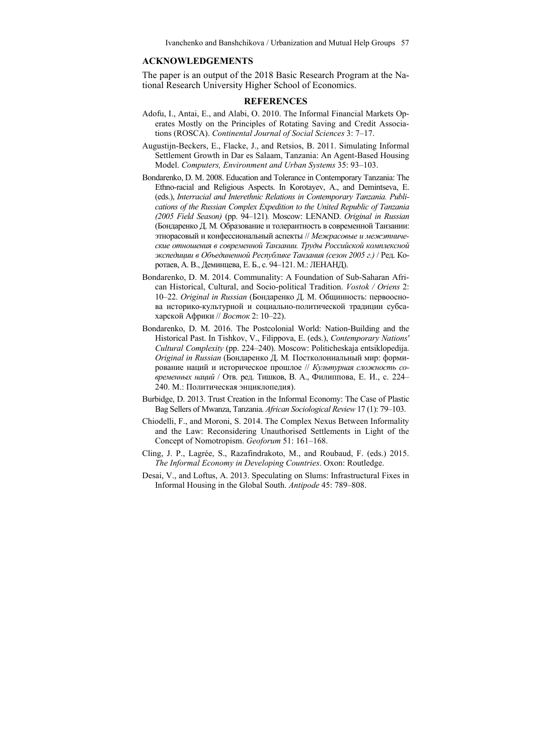## ACKNOWLEDGEMENTS

The paper is an output of the 2018 Basic Research Program at the National Research University Higher School of Economics.

## REFERENCES

Adofu, I., Antai, E., and Alabi, O. 2010. The Informal Financial Markets Operates Mostly on the Principles of Rotating Saving and Credit Associations (ROSCA). *Continental Journal of Social Sciences* 3: 7–17.

Augustijn-Beckers, E., Flacke, J., and Retsios, B. 2011. Simulating Informal Settlement Growth in Dar es Salaam, Tanzania: An Agent-Based Housing Model. *Computers, Environment and Urban Systems* 35: 93–103.

Bondarenko, D. M. 2008. Education and Tolerance in Contemporary Tanzania: The Ethno-racial and Religious Aspects. In Korotayev, A., and Demintseva, E. (eds.), *Interracial and Interethnic Relations in Contemporary Tanzania. Publications of the Russian Complex Expedition to the United Republic of Tanzania (2005 Field Season)* (pp. 94–121). Moscow: LENAND. *Original in Russian* (Бондаренко Д. М. Образование и толерантность в современной Танзании: этнорасовый и конфессиональный аспекты // *Межрасовые и межэтнические отношения в современной Танзании. Труды Российской комплексной экспедиции в Объединенной Республике Танзания (сезон 2005 г.)* / Ред. Коротаев, А. В., Деминцева, Е. Б., с. 94–121. М.: ЛЕНАНД).

Bondarenko, D. M. 2014. Communality: A Foundation of Sub-Saharan African Historical, Cultural, and Socio-political Tradition. *Vostok / Oriens* 2: 10–22. *Original in Russian* (Бондаренко Д. М. Общинность: первооснова историко-культурной и социально-политической традиции субсахарской Африки // *Восток* 2: 10–22).

Bondarenko, D. M. 2016. The Postcolonial World: Nation-Building and the Historical Past. In Tishkov, V., Filippova, E. (eds.), *Contemporary Nations' Cultural Complexity* (pp. 224–240). Moscow: Politicheskaja entsiklopedija. *Original in Russian* (Бондаренко Д. М. Постколониальный мир: формирование наций и историческое прошлое // *Культурная сложность современных наций* / Отв. ред. Тишков, В. А., Филиппова, Е. И., с. 224–240. М.: Политическая энциклопедия).

Burbidge, D. 2013. Trust Creation in the Informal Economy: The Case of Plastic Bag Sellers of Mwanza, Tanzania. *African Sociological Review* 17 (1): 79–103.

Chiodelli, F., and Moroni, S. 2014. The Complex Nexus Between Informality and the Law: Reconsidering Unauthorised Settlements in Light of the Concept of Nomotropism. *Geoforum* 51: 161–168.

Cling, J. P., Lagrée, S., Razafindrakoto, M., and Roubaud, F. (eds.) 2015. *The Informal Economy in Developing Countries*. Oxon: Routledge.

Desai, V., and Loftus, A. 2013. Speculating on Slums: Infrastructural Fixes in Informal Housing in the Global South. *Antipode* 45: 789–808.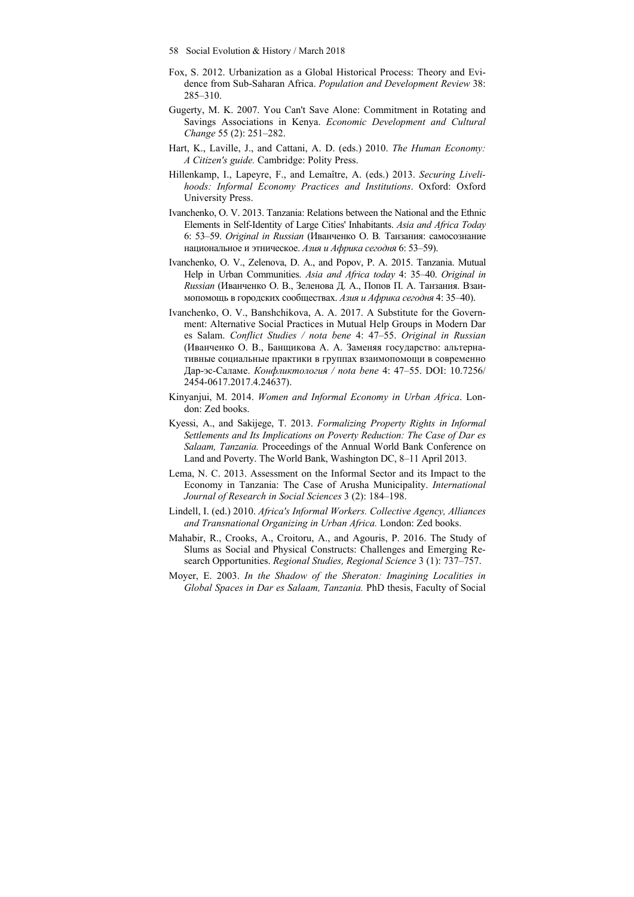Fox, S. 2012. Urbanization as a Global Historical Process: Theory and Evidence from Sub-Saharan Africa. *Population and Development Review* 38: 285–310.

Gugerty, M. K. 2007. You Can't Save Alone: Commitment in Rotating and Savings Associations in Kenya. *Economic Development and Cultural Change* 55 (2): 251–282.

Hart, K., Laville, J., and Cattani, A. D. (eds.) 2010. *The Human Economy: A Citizen's guide.* Cambridge: Polity Press.

Hillenkamp, I., Lapeyre, F., and Lemaître, A. (eds.) 2013. *Securing Livelihoods: Informal Economy Practices and Institutions*. Oxford: Oxford University Press.

Ivanchenko, O. V. 2013. Tanzania: Relations between the National and the Ethnic Elements in Self-Identity of Large Cities' Inhabitants. *Asia and Africa Today* 6: 53–59. *Original in Russian* (Иванченко О. В*.* Танзания: самосознание национальное и этническое. *Азия и Африка сегодня* 6: 53–59).

Ivanchenko, O. V., Zelenova, D. A., and Popov, P. A. 2015. Tanzania. Mutual Help in Urban Communities. *Asia and Africa today* 4: 35–40. *Original in Russian* (Иванченко О. В., Зеленова Д. А., Попов П. А. Танзания. Взаимопомощь в городских сообществах. *Азия и Африка сегодня* 4: 35–40).

Ivanchenko, O. V., Banshchikova, A. A. 2017. A Substitute for the Government: Alternative Social Practices in Mutual Help Groups in Modern Dar es Salam. *Conflict Studies / nota bene* 4: 47–55. *Original in Russian* (Иванченко О. В., Банщикова А. А. Заменяя государство: альтернативные социальные практики в группах взаимопомощи в современно Дар-эс-Саламе. *Конфликтология / nota bene* 4: 47–55. DOI: 10.7256/2454-0617.2017.4.24637).

Kinyanjui, M. 2014. *Women and Informal Economy in Urban Africa*. London: Zed books.

Kyessi, A., and Sakijege, T. 2013. *Formalizing Property Rights in Informal Settlements and Its Implications on Poverty Reduction: The Case of Dar es Salaam, Tanzania.* Proceedings of the Annual World Bank Conference on Land and Poverty. The World Bank, Washington DC, 8–11 April 2013.

Lema, N. C. 2013. Assessment on the Informal Sector and its Impact to the Economy in Tanzania: The Case of Arusha Municipality. *International Journal of Research in Social Sciences* 3 (2): 184–198.

Lindell, I. (ed.) 2010. *Africa's Informal Workers. Collective Agency, Alliances and Transnational Organizing in Urban Africa.* London: Zed books.

Mahabir, R., Crooks, A., Croitoru, A., and Agouris, P. 2016. The Study of Slums as Social and Physical Constructs: Challenges and Emerging Research Opportunities. *Regional Studies, Regional Science* 3 (1): 737–757.

Moyer, E. 2003. *In the Shadow of the Sheraton: Imagining Localities in Global Spaces in Dar es Salaam, Tanzania.* PhD thesis, Faculty of Social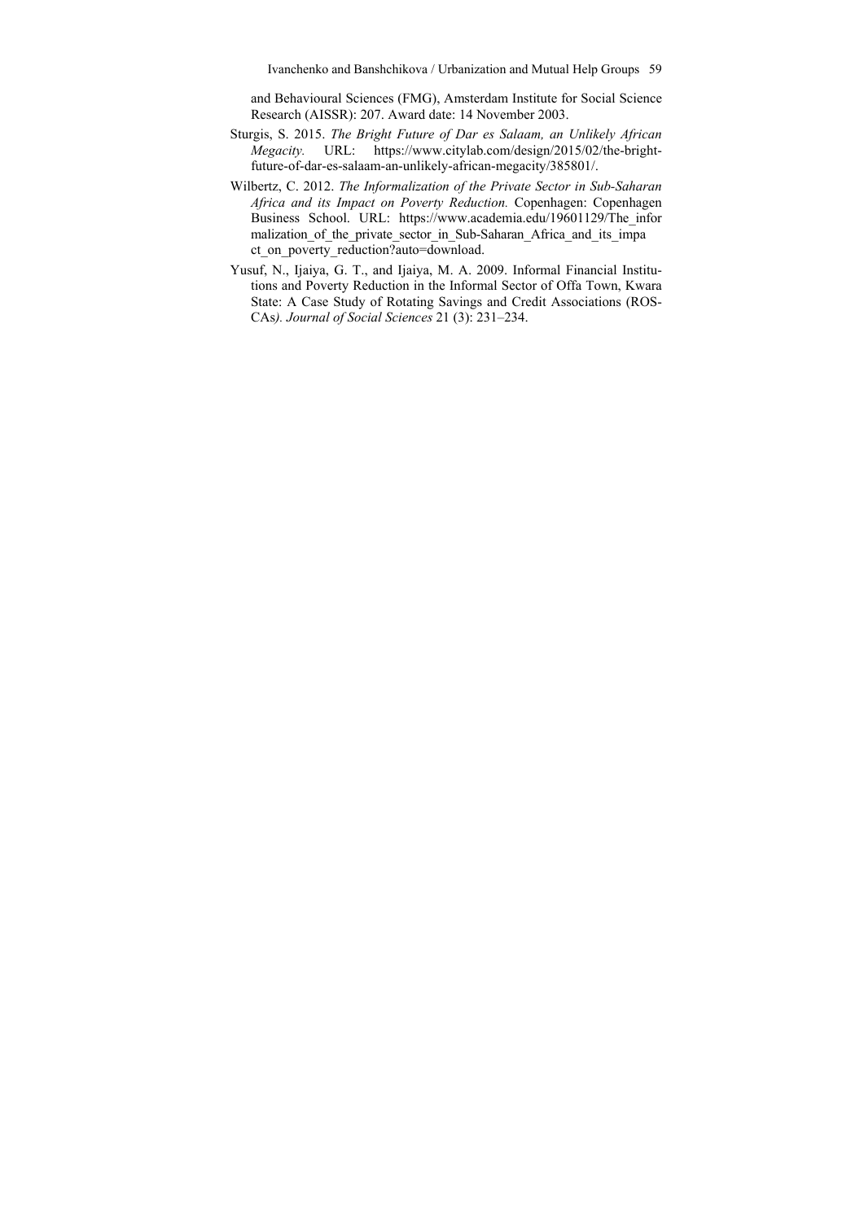and Behavioural Sciences (FMG), Amsterdam Institute for Social Science Research (AISSR): 207. Award date: 14 November 2003.

Sturgis, S. 2015. *The Bright Future of Dar es Salaam, an Unlikely African Megacity.* URL: https://www.citylab.com/design/2015/02/the-bright-future-of-dar-es-salaam-an-unlikely-african-megacity/385801/.

Wilbertz, C. 2012. *The Informalization of the Private Sector in Sub-Saharan Africa and its Impact on Poverty Reduction.* Copenhagen: Copenhagen Business School. URL: https://www.academia.edu/19601129/The_informalization_of_the_private_sector_in_Sub-Saharan_Africa_and_its_impact_on_poverty_reduction?auto=download.

Yusuf, N., Ijaiya, G. T., and Ijaiya, M. A. 2009. Informal Financial Institutions and Poverty Reduction in the Informal Sector of Offa Town, Kwara State: A Case Study of Rotating Savings and Credit Associations (ROSCAs). *Journal of Social Sciences* 21 (3): 231–234.